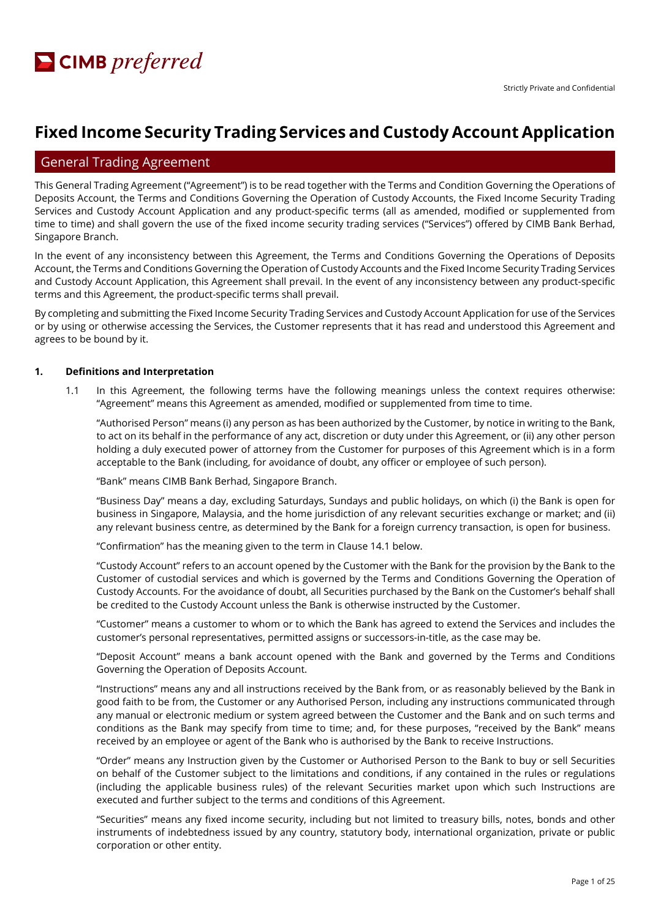CIMB *preferred*

Strictly Private and Confidential

# Fixed Income Security Trading Services and Custody Account Application

## General Trading Agreement

This General Trading Agreement ("Agreement") is to be read together with the Terms and Condition Governing the Operations of Deposits Account, the Terms and Conditions Governing the Operation of Custody Accounts, the Fixed Income Security Trading Services and Custody Account Application and any product-specific terms (all as amended, modified or supplemented from time to time) and shall govern the use of the fixed income security trading services ("Services") offered by CIMB Bank Berhad, Singapore Branch.

In the event of any inconsistency between this Agreement, the Terms and Conditions Governing the Operations of Deposits Account, the Terms and Conditions Governing the Operation of Custody Accounts and the Fixed Income Security Trading Services and Custody Account Application, this Agreement shall prevail. In the event of any inconsistency between any product-specific terms and this Agreement, the product-specific terms shall prevail.

By completing and submitting the Fixed Income Security Trading Services and Custody Account Application for use of the Services or by using or otherwise accessing the Services, the Customer represents that it has read and understood this Agreement and agrees to be bound by it.

**1. Definitions and Interpretation**

1.1 In this Agreement, the following terms have the following meanings unless the context requires otherwise: "Agreement" means this Agreement as amended, modified or supplemented from time to time.

"Authorised Person" means (i) any person as has been authorized by the Customer, by notice in writing to the Bank, to act on its behalf in the performance of any act, discretion or duty under this Agreement, or (ii) any other person holding a duly executed power of attorney from the Customer for purposes of this Agreement which is in a form acceptable to the Bank (including, for avoidance of doubt, any officer or employee of such person).

"Bank" means CIMB Bank Berhad, Singapore Branch.

"Business Day" means a day, excluding Saturdays, Sundays and public holidays, on which (i) the Bank is open for business in Singapore, Malaysia, and the home jurisdiction of any relevant securities exchange or market; and (ii) any relevant business centre, as determined by the Bank for a foreign currency transaction, is open for business.

"Confirmation" has the meaning given to the term in Clause 14.1 below.

"Custody Account" refers to an account opened by the Customer with the Bank for the provision by the Bank to the Customer of custodial services and which is governed by the Terms and Conditions Governing the Operation of Custody Accounts. For the avoidance of doubt, all Securities purchased by the Bank on the Customer's behalf shall be credited to the Custody Account unless the Bank is otherwise instructed by the Customer.

"Customer" means a customer to whom or to which the Bank has agreed to extend the Services and includes the customer's personal representatives, permitted assigns or successors-in-title, as the case may be.

"Deposit Account" means a bank account opened with the Bank and governed by the Terms and Conditions Governing the Operation of Deposits Account.

"Instructions" means any and all instructions received by the Bank from, or as reasonably believed by the Bank in good faith to be from, the Customer or any Authorised Person, including any instructions communicated through any manual or electronic medium or system agreed between the Customer and the Bank and on such terms and conditions as the Bank may specify from time to time; and, for these purposes, "received by the Bank" means received by an employee or agent of the Bank who is authorised by the Bank to receive Instructions.

"Order" means any Instruction given by the Customer or Authorised Person to the Bank to buy or sell Securities on behalf of the Customer subject to the limitations and conditions, if any contained in the rules or regulations (including the applicable business rules) of the relevant Securities market upon which such Instructions are executed and further subject to the terms and conditions of this Agreement.

"Securities" means any fixed income security, including but not limited to treasury bills, notes, bonds and other instruments of indebtedness issued by any country, statutory body, international organization, private or public corporation or other entity.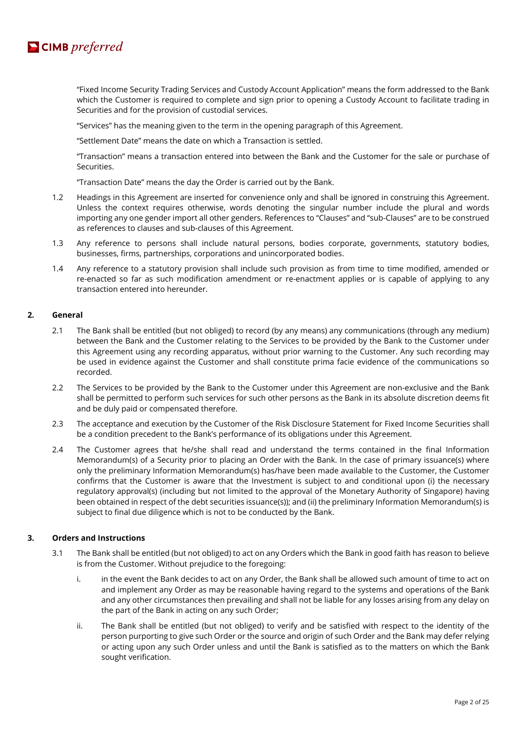"Fixed Income Security Trading Services and Custody Account Application" means the form addressed to the Bank which the Customer is required to complete and sign prior to opening a Custody Account to facilitate trading in Securities and for the provision of custodial services.

"Services" has the meaning given to the term in the opening paragraph of this Agreement.

"Settlement Date" means the date on which a Transaction is settled.

"Transaction" means a transaction entered into between the Bank and the Customer for the sale or purchase of Securities.

"Transaction Date" means the day the Order is carried out by the Bank.

1.2 Headings in this Agreement are inserted for convenience only and shall be ignored in construing this Agreement. Unless the context requires otherwise, words denoting the singular number include the plural and words importing any one gender import all other genders. References to "Clauses" and "sub-Clauses" are to be construed as references to clauses and sub-clauses of this Agreement.

1.3 Any reference to persons shall include natural persons, bodies corporate, governments, statutory bodies, businesses, firms, partnerships, corporations and unincorporated bodies.

1.4 Any reference to a statutory provision shall include such provision as from time to time modified, amended or re-enacted so far as such modification amendment or re-enactment applies or is capable of applying to any transaction entered into hereunder.

## 2. General

2.1 The Bank shall be entitled (but not obliged) to record (by any means) any communications (through any medium) between the Bank and the Customer relating to the Services to be provided by the Bank to the Customer under this Agreement using any recording apparatus, without prior warning to the Customer. Any such recording may be used in evidence against the Customer and shall constitute prima facie evidence of the communications so recorded.

2.2 The Services to be provided by the Bank to the Customer under this Agreement are non-exclusive and the Bank shall be permitted to perform such services for such other persons as the Bank in its absolute discretion deems fit and be duly paid or compensated therefore.

2.3 The acceptance and execution by the Customer of the Risk Disclosure Statement for Fixed Income Securities shall be a condition precedent to the Bank's performance of its obligations under this Agreement.

2.4 The Customer agrees that he/she shall read and understand the terms contained in the final Information Memorandum(s) of a Security prior to placing an Order with the Bank. In the case of primary issuance(s) where only the preliminary Information Memorandum(s) has/have been made available to the Customer, the Customer confirms that the Customer is aware that the Investment is subject to and conditional upon (i) the necessary regulatory approval(s) (including but not limited to the approval of the Monetary Authority of Singapore) having been obtained in respect of the debt securities issuance(s)); and (ii) the preliminary Information Memorandum(s) is subject to final due diligence which is not to be conducted by the Bank.

## 3. Orders and Instructions

3.1 The Bank shall be entitled (but not obliged) to act on any Orders which the Bank in good faith has reason to believe is from the Customer. Without prejudice to the foregoing:

i. in the event the Bank decides to act on any Order, the Bank shall be allowed such amount of time to act on and implement any Order as may be reasonable having regard to the systems and operations of the Bank and any other circumstances then prevailing and shall not be liable for any losses arising from any delay on the part of the Bank in acting on any such Order;

ii. The Bank shall be entitled (but not obliged) to verify and be satisfied with respect to the identity of the person purporting to give such Order or the source and origin of such Order and the Bank may defer relying or acting upon any such Order unless and until the Bank is satisfied as to the matters on which the Bank sought verification.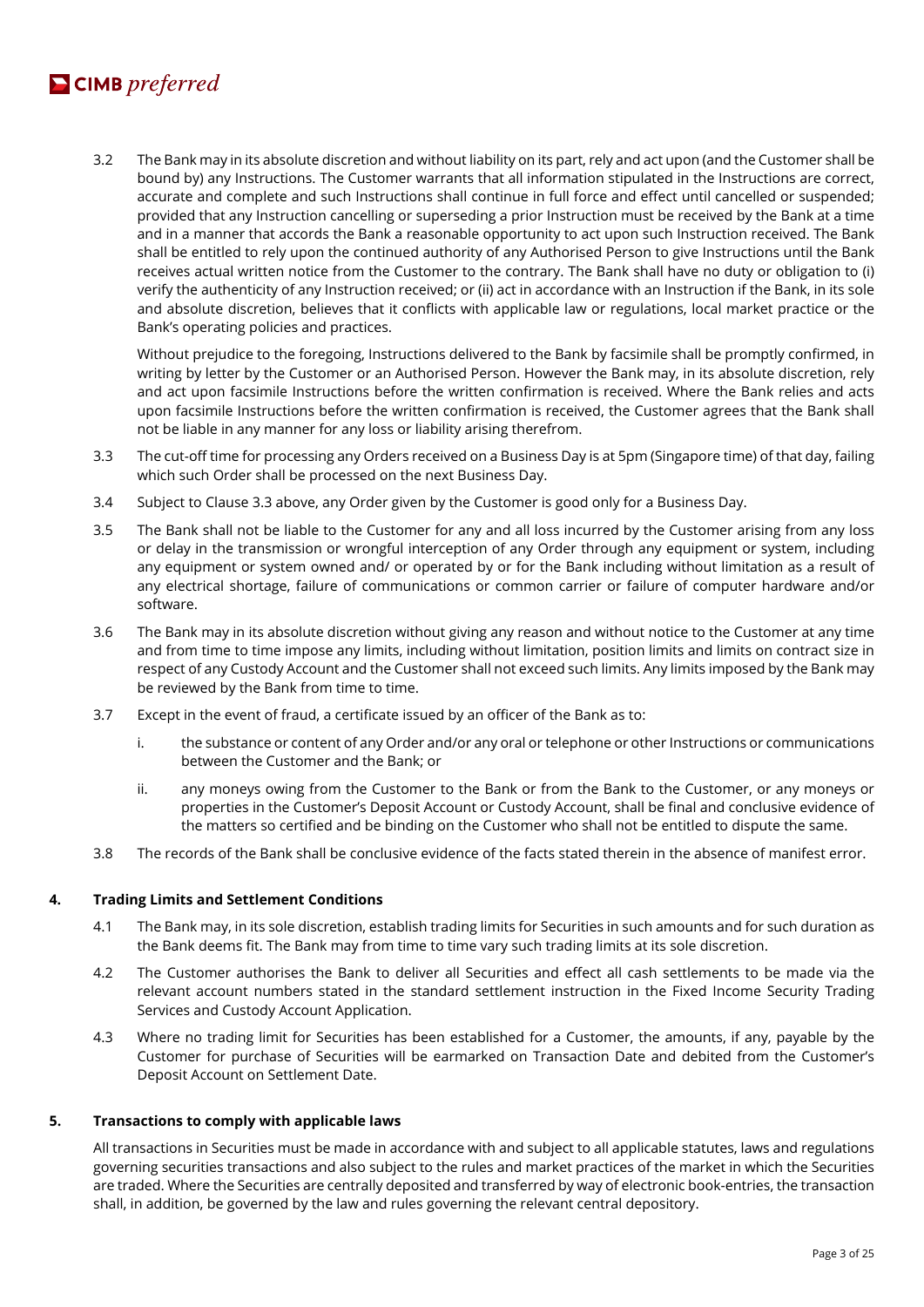3.2 The Bank may in its absolute discretion and without liability on its part, rely and act upon (and the Customer shall be bound by) any Instructions. The Customer warrants that all information stipulated in the Instructions are correct, accurate and complete and such Instructions shall continue in full force and effect until cancelled or suspended; provided that any Instruction cancelling or superseding a prior Instruction must be received by the Bank at a time and in a manner that accords the Bank a reasonable opportunity to act upon such Instruction received. The Bank shall be entitled to rely upon the continued authority of any Authorised Person to give Instructions until the Bank receives actual written notice from the Customer to the contrary. The Bank shall have no duty or obligation to (i) verify the authenticity of any Instruction received; or (ii) act in accordance with an Instruction if the Bank, in its sole and absolute discretion, believes that it conflicts with applicable law or regulations, local market practice or the Bank's operating policies and practices.

Without prejudice to the foregoing, Instructions delivered to the Bank by facsimile shall be promptly confirmed, in writing by letter by the Customer or an Authorised Person. However the Bank may, in its absolute discretion, rely and act upon facsimile Instructions before the written confirmation is received. Where the Bank relies and acts upon facsimile Instructions before the written confirmation is received, the Customer agrees that the Bank shall not be liable in any manner for any loss or liability arising therefrom.

3.3 The cut-off time for processing any Orders received on a Business Day is at 5pm (Singapore time) of that day, failing which such Order shall be processed on the next Business Day.

3.4 Subject to Clause 3.3 above, any Order given by the Customer is good only for a Business Day.

3.5 The Bank shall not be liable to the Customer for any and all loss incurred by the Customer arising from any loss or delay in the transmission or wrongful interception of any Order through any equipment or system, including any equipment or system owned and/ or operated by or for the Bank including without limitation as a result of any electrical shortage, failure of communications or common carrier or failure of computer hardware and/or software.

3.6 The Bank may in its absolute discretion without giving any reason and without notice to the Customer at any time and from time to time impose any limits, including without limitation, position limits and limits on contract size in respect of any Custody Account and the Customer shall not exceed such limits. Any limits imposed by the Bank may be reviewed by the Bank from time to time.

3.7 Except in the event of fraud, a certificate issued by an officer of the Bank as to:

i. the substance or content of any Order and/or any oral or telephone or other Instructions or communications between the Customer and the Bank; or

ii. any moneys owing from the Customer to the Bank or from the Bank to the Customer, or any moneys or properties in the Customer's Deposit Account or Custody Account, shall be final and conclusive evidence of the matters so certified and be binding on the Customer who shall not be entitled to dispute the same.

3.8 The records of the Bank shall be conclusive evidence of the facts stated therein in the absence of manifest error.

## 4. Trading Limits and Settlement Conditions

4.1 The Bank may, in its sole discretion, establish trading limits for Securities in such amounts and for such duration as the Bank deems fit. The Bank may from time to time vary such trading limits at its sole discretion.

4.2 The Customer authorises the Bank to deliver all Securities and effect all cash settlements to be made via the relevant account numbers stated in the standard settlement instruction in the Fixed Income Security Trading Services and Custody Account Application.

4.3 Where no trading limit for Securities has been established for a Customer, the amounts, if any, payable by the Customer for purchase of Securities will be earmarked on Transaction Date and debited from the Customer's Deposit Account on Settlement Date.

## 5. Transactions to comply with applicable laws

All transactions in Securities must be made in accordance with and subject to all applicable statutes, laws and regulations governing securities transactions and also subject to the rules and market practices of the market in which the Securities are traded. Where the Securities are centrally deposited and transferred by way of electronic book-entries, the transaction shall, in addition, be governed by the law and rules governing the relevant central depository.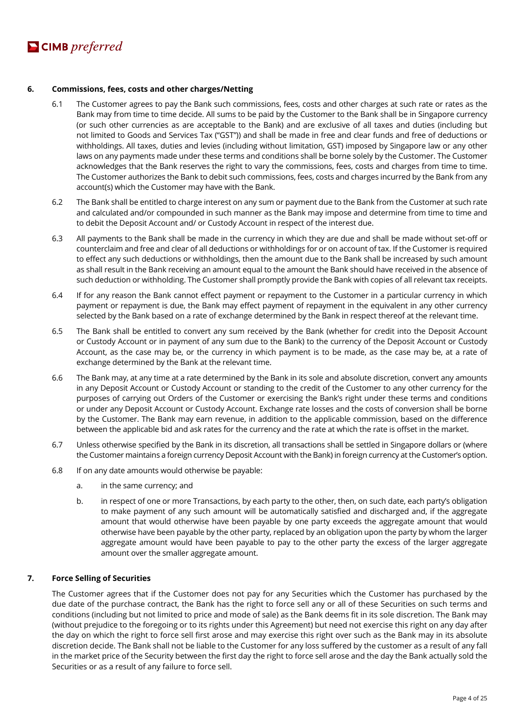## 6. Commissions, fees, costs and other charges/Netting

6.1 The Customer agrees to pay the Bank such commissions, fees, costs and other charges at such rate or rates as the Bank may from time to time decide. All sums to be paid by the Customer to the Bank shall be in Singapore currency (or such other currencies as are acceptable to the Bank) and are exclusive of all taxes and duties (including but not limited to Goods and Services Tax ("GST")) and shall be made in free and clear funds and free of deductions or withholdings. All taxes, duties and levies (including without limitation, GST) imposed by Singapore law or any other laws on any payments made under these terms and conditions shall be borne solely by the Customer. The Customer acknowledges that the Bank reserves the right to vary the commissions, fees, costs and charges from time to time. The Customer authorizes the Bank to debit such commissions, fees, costs and charges incurred by the Bank from any account(s) which the Customer may have with the Bank.

6.2 The Bank shall be entitled to charge interest on any sum or payment due to the Bank from the Customer at such rate and calculated and/or compounded in such manner as the Bank may impose and determine from time to time and to debit the Deposit Account and/ or Custody Account in respect of the interest due.

6.3 All payments to the Bank shall be made in the currency in which they are due and shall be made without set-off or counterclaim and free and clear of all deductions or withholdings for or on account of tax. If the Customer is required to effect any such deductions or withholdings, then the amount due to the Bank shall be increased by such amount as shall result in the Bank receiving an amount equal to the amount the Bank should have received in the absence of such deduction or withholding. The Customer shall promptly provide the Bank with copies of all relevant tax receipts.

6.4 If for any reason the Bank cannot effect payment or repayment to the Customer in a particular currency in which payment or repayment is due, the Bank may effect payment of repayment in the equivalent in any other currency selected by the Bank based on a rate of exchange determined by the Bank in respect thereof at the relevant time.

6.5 The Bank shall be entitled to convert any sum received by the Bank (whether for credit into the Deposit Account or Custody Account or in payment of any sum due to the Bank) to the currency of the Deposit Account or Custody Account, as the case may be, or the currency in which payment is to be made, as the case may be, at a rate of exchange determined by the Bank at the relevant time.

6.6 The Bank may, at any time at a rate determined by the Bank in its sole and absolute discretion, convert any amounts in any Deposit Account or Custody Account or standing to the credit of the Customer to any other currency for the purposes of carrying out Orders of the Customer or exercising the Bank's right under these terms and conditions or under any Deposit Account or Custody Account. Exchange rate losses and the costs of conversion shall be borne by the Customer. The Bank may earn revenue, in addition to the applicable commission, based on the difference between the applicable bid and ask rates for the currency and the rate at which the rate is offset in the market.

6.7 Unless otherwise specified by the Bank in its discretion, all transactions shall be settled in Singapore dollars or (where the Customer maintains a foreign currency Deposit Account with the Bank) in foreign currency at the Customer's option.

6.8 If on any date amounts would otherwise be payable:

a. in the same currency; and

b. in respect of one or more Transactions, by each party to the other, then, on such date, each party's obligation to make payment of any such amount will be automatically satisfied and discharged and, if the aggregate amount that would otherwise have been payable by one party exceeds the aggregate amount that would otherwise have been payable by the other party, replaced by an obligation upon the party by whom the larger aggregate amount would have been payable to pay to the other party the excess of the larger aggregate amount over the smaller aggregate amount.

## 7. Force Selling of Securities

The Customer agrees that if the Customer does not pay for any Securities which the Customer has purchased by the due date of the purchase contract, the Bank has the right to force sell any or all of these Securities on such terms and conditions (including but not limited to price and mode of sale) as the Bank deems fit in its sole discretion. The Bank may (without prejudice to the foregoing or to its rights under this Agreement) but need not exercise this right on any day after the day on which the right to force sell first arose and may exercise this right over such as the Bank may in its absolute discretion decide. The Bank shall not be liable to the Customer for any loss suffered by the customer as a result of any fall in the market price of the Security between the first day the right to force sell arose and the day the Bank actually sold the Securities or as a result of any failure to force sell.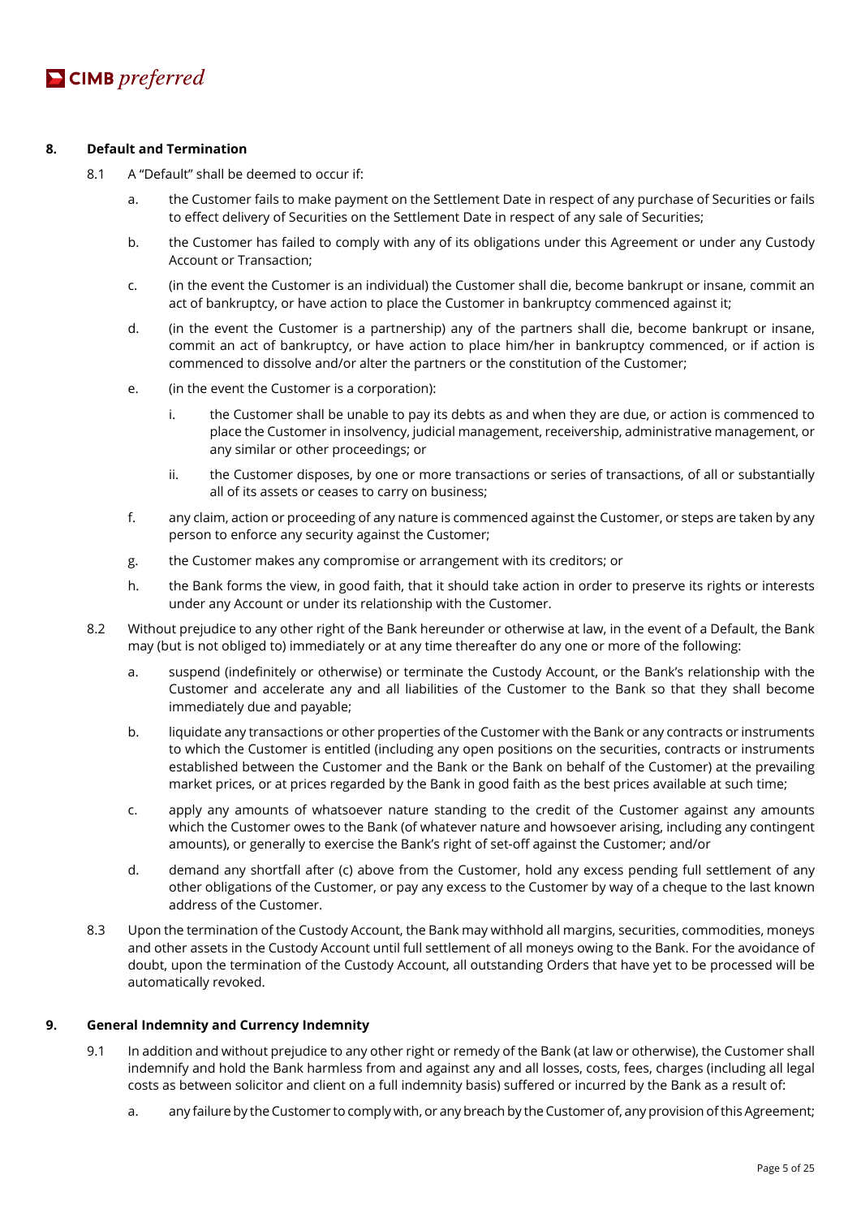## 8. Default and Termination

8.1 A "Default" shall be deemed to occur if:

a. the Customer fails to make payment on the Settlement Date in respect of any purchase of Securities or fails to effect delivery of Securities on the Settlement Date in respect of any sale of Securities;

b. the Customer has failed to comply with any of its obligations under this Agreement or under any Custody Account or Transaction;

c. (in the event the Customer is an individual) the Customer shall die, become bankrupt or insane, commit an act of bankruptcy, or have action to place the Customer in bankruptcy commenced against it;

d. (in the event the Customer is a partnership) any of the partners shall die, become bankrupt or insane, commit an act of bankruptcy, or have action to place him/her in bankruptcy commenced, or if action is commenced to dissolve and/or alter the partners or the constitution of the Customer;

e. (in the event the Customer is a corporation):

   i. the Customer shall be unable to pay its debts as and when they are due, or action is commenced to place the Customer in insolvency, judicial management, receivership, administrative management, or any similar or other proceedings; or

   ii. the Customer disposes, by one or more transactions or series of transactions, of all or substantially all of its assets or ceases to carry on business;

f. any claim, action or proceeding of any nature is commenced against the Customer, or steps are taken by any person to enforce any security against the Customer;

g. the Customer makes any compromise or arrangement with its creditors; or

h. the Bank forms the view, in good faith, that it should take action in order to preserve its rights or interests under any Account or under its relationship with the Customer.

8.2 Without prejudice to any other right of the Bank hereunder or otherwise at law, in the event of a Default, the Bank may (but is not obliged to) immediately or at any time thereafter do any one or more of the following:

a. suspend (indefinitely or otherwise) or terminate the Custody Account, or the Bank's relationship with the Customer and accelerate any and all liabilities of the Customer to the Bank so that they shall become immediately due and payable;

b. liquidate any transactions or other properties of the Customer with the Bank or any contracts or instruments to which the Customer is entitled (including any open positions on the securities, contracts or instruments established between the Customer and the Bank or the Bank on behalf of the Customer) at the prevailing market prices, or at prices regarded by the Bank in good faith as the best prices available at such time;

c. apply any amounts of whatsoever nature standing to the credit of the Customer against any amounts which the Customer owes to the Bank (of whatever nature and howsoever arising, including any contingent amounts), or generally to exercise the Bank's right of set-off against the Customer; and/or

d. demand any shortfall after (c) above from the Customer, hold any excess pending full settlement of any other obligations of the Customer, or pay any excess to the Customer by way of a cheque to the last known address of the Customer.

8.3 Upon the termination of the Custody Account, the Bank may withhold all margins, securities, commodities, moneys and other assets in the Custody Account until full settlement of all moneys owing to the Bank. For the avoidance of doubt, upon the termination of the Custody Account, all outstanding Orders that have yet to be processed will be automatically revoked.

## 9. General Indemnity and Currency Indemnity

9.1 In addition and without prejudice to any other right or remedy of the Bank (at law or otherwise), the Customer shall indemnify and hold the Bank harmless from and against any and all losses, costs, fees, charges (including all legal costs as between solicitor and client on a full indemnity basis) suffered or incurred by the Bank as a result of:

a. any failure by the Customer to comply with, or any breach by the Customer of, any provision of this Agreement;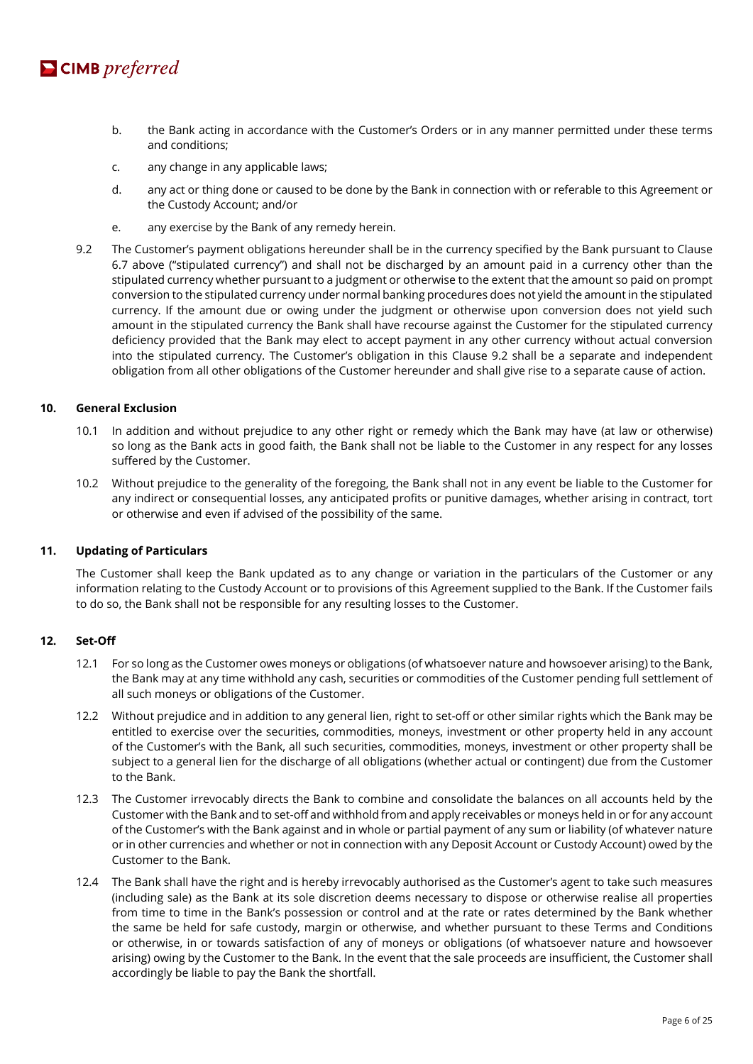b. the Bank acting in accordance with the Customer's Orders or in any manner permitted under these terms and conditions;

c. any change in any applicable laws;

d. any act or thing done or caused to be done by the Bank in connection with or referable to this Agreement or the Custody Account; and/or

e. any exercise by the Bank of any remedy herein.

9.2 The Customer's payment obligations hereunder shall be in the currency specified by the Bank pursuant to Clause 6.7 above ("stipulated currency") and shall not be discharged by an amount paid in a currency other than the stipulated currency whether pursuant to a judgment or otherwise to the extent that the amount so paid on prompt conversion to the stipulated currency under normal banking procedures does not yield the amount in the stipulated currency. If the amount due or owing under the judgment or otherwise upon conversion does not yield such amount in the stipulated currency the Bank shall have recourse against the Customer for the stipulated currency deficiency provided that the Bank may elect to accept payment in any other currency without actual conversion into the stipulated currency. The Customer's obligation in this Clause 9.2 shall be a separate and independent obligation from all other obligations of the Customer hereunder and shall give rise to a separate cause of action.

## 10. General Exclusion

10.1 In addition and without prejudice to any other right or remedy which the Bank may have (at law or otherwise) so long as the Bank acts in good faith, the Bank shall not be liable to the Customer in any respect for any losses suffered by the Customer.

10.2 Without prejudice to the generality of the foregoing, the Bank shall not in any event be liable to the Customer for any indirect or consequential losses, any anticipated profits or punitive damages, whether arising in contract, tort or otherwise and even if advised of the possibility of the same.

## 11. Updating of Particulars

The Customer shall keep the Bank updated as to any change or variation in the particulars of the Customer or any information relating to the Custody Account or to provisions of this Agreement supplied to the Bank. If the Customer fails to do so, the Bank shall not be responsible for any resulting losses to the Customer.

## 12. Set-Off

12.1 For so long as the Customer owes moneys or obligations (of whatsoever nature and howsoever arising) to the Bank, the Bank may at any time withhold any cash, securities or commodities of the Customer pending full settlement of all such moneys or obligations of the Customer.

12.2 Without prejudice and in addition to any general lien, right to set-off or other similar rights which the Bank may be entitled to exercise over the securities, commodities, moneys, investment or other property held in any account of the Customer's with the Bank, all such securities, commodities, moneys, investment or other property shall be subject to a general lien for the discharge of all obligations (whether actual or contingent) due from the Customer to the Bank.

12.3 The Customer irrevocably directs the Bank to combine and consolidate the balances on all accounts held by the Customer with the Bank and to set-off and withhold from and apply receivables or moneys held in or for any account of the Customer's with the Bank against and in whole or partial payment of any sum or liability (of whatever nature or in other currencies and whether or not in connection with any Deposit Account or Custody Account) owed by the Customer to the Bank.

12.4 The Bank shall have the right and is hereby irrevocably authorised as the Customer's agent to take such measures (including sale) as the Bank at its sole discretion deems necessary to dispose or otherwise realise all properties from time to time in the Bank's possession or control and at the rate or rates determined by the Bank whether the same be held for safe custody, margin or otherwise, and whether pursuant to these Terms and Conditions or otherwise, in or towards satisfaction of any of moneys or obligations (of whatsoever nature and howsoever arising) owing by the Customer to the Bank. In the event that the sale proceeds are insufficient, the Customer shall accordingly be liable to pay the Bank the shortfall.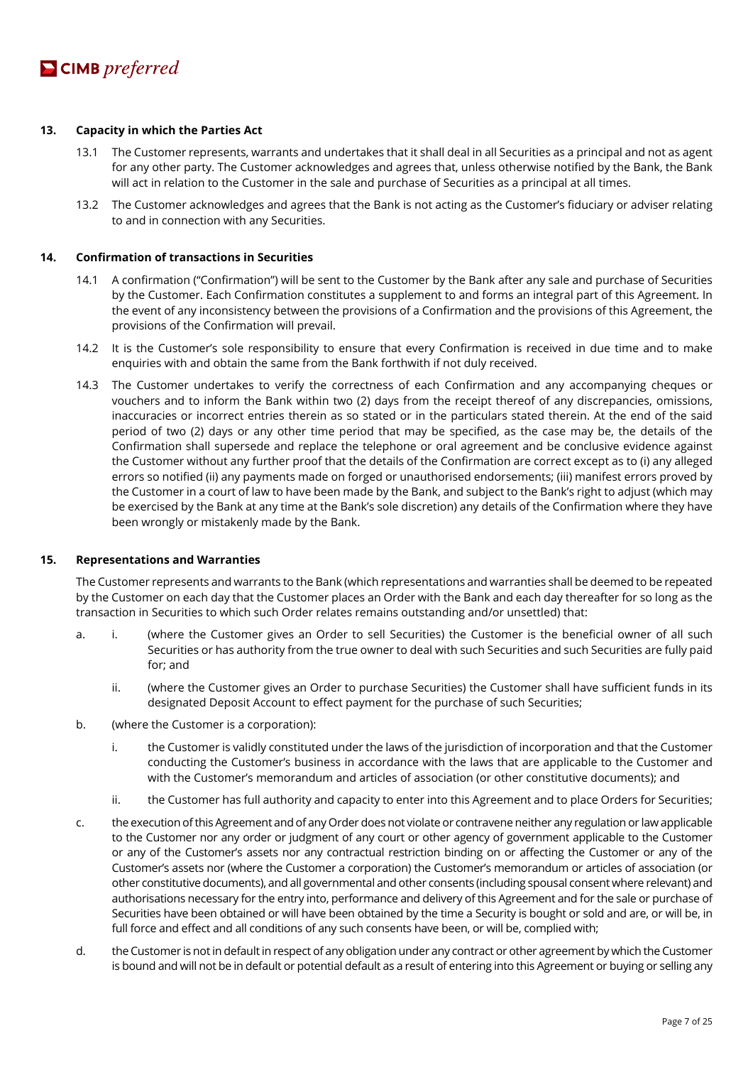**13. Capacity in which the Parties Act**

13.1 The Customer represents, warrants and undertakes that it shall deal in all Securities as a principal and not as agent for any other party. The Customer acknowledges and agrees that, unless otherwise notified by the Bank, the Bank will act in relation to the Customer in the sale and purchase of Securities as a principal at all times.

13.2 The Customer acknowledges and agrees that the Bank is not acting as the Customer's fiduciary or adviser relating to and in connection with any Securities.

**14. Confirmation of transactions in Securities**

14.1 A confirmation ("Confirmation") will be sent to the Customer by the Bank after any sale and purchase of Securities by the Customer. Each Confirmation constitutes a supplement to and forms an integral part of this Agreement. In the event of any inconsistency between the provisions of a Confirmation and the provisions of this Agreement, the provisions of the Confirmation will prevail.

14.2 It is the Customer's sole responsibility to ensure that every Confirmation is received in due time and to make enquiries with and obtain the same from the Bank forthwith if not duly received.

14.3 The Customer undertakes to verify the correctness of each Confirmation and any accompanying cheques or vouchers and to inform the Bank within two (2) days from the receipt thereof of any discrepancies, omissions, inaccuracies or incorrect entries therein as so stated or in the particulars stated therein. At the end of the said period of two (2) days or any other time period that may be specified, as the case may be, the details of the Confirmation shall supersede and replace the telephone or oral agreement and be conclusive evidence against the Customer without any further proof that the details of the Confirmation are correct except as to (i) any alleged errors so notified (ii) any payments made on forged or unauthorised endorsements; (iii) manifest errors proved by the Customer in a court of law to have been made by the Bank, and subject to the Bank's right to adjust (which may be exercised by the Bank at any time at the Bank's sole discretion) any details of the Confirmation where they have been wrongly or mistakenly made by the Bank.

**15. Representations and Warranties**

The Customer represents and warrants to the Bank (which representations and warranties shall be deemed to be repeated by the Customer on each day that the Customer places an Order with the Bank and each day thereafter for so long as the transaction in Securities to which such Order relates remains outstanding and/or unsettled) that:

a. i. (where the Customer gives an Order to sell Securities) the Customer is the beneficial owner of all such Securities or has authority from the true owner to deal with such Securities and such Securities are fully paid for; and

   ii. (where the Customer gives an Order to purchase Securities) the Customer shall have sufficient funds in its designated Deposit Account to effect payment for the purchase of such Securities;

b. (where the Customer is a corporation):

   i. the Customer is validly constituted under the laws of the jurisdiction of incorporation and that the Customer conducting the Customer's business in accordance with the laws that are applicable to the Customer and with the Customer's memorandum and articles of association (or other constitutive documents); and

   ii. the Customer has full authority and capacity to enter into this Agreement and to place Orders for Securities;

c. the execution of this Agreement and of any Order does not violate or contravene neither any regulation or law applicable to the Customer nor any order or judgment of any court or other agency of government applicable to the Customer or any of the Customer's assets nor any contractual restriction binding on or affecting the Customer or any of the Customer's assets nor (where the Customer a corporation) the Customer's memorandum or articles of association (or other constitutive documents), and all governmental and other consents (including spousal consent where relevant) and authorisations necessary for the entry into, performance and delivery of this Agreement and for the sale or purchase of Securities have been obtained or will have been obtained by the time a Security is bought or sold and are, or will be, in full force and effect and all conditions of any such consents have been, or will be, complied with;

d. the Customer is not in default in respect of any obligation under any contract or other agreement by which the Customer is bound and will not be in default or potential default as a result of entering into this Agreement or buying or selling any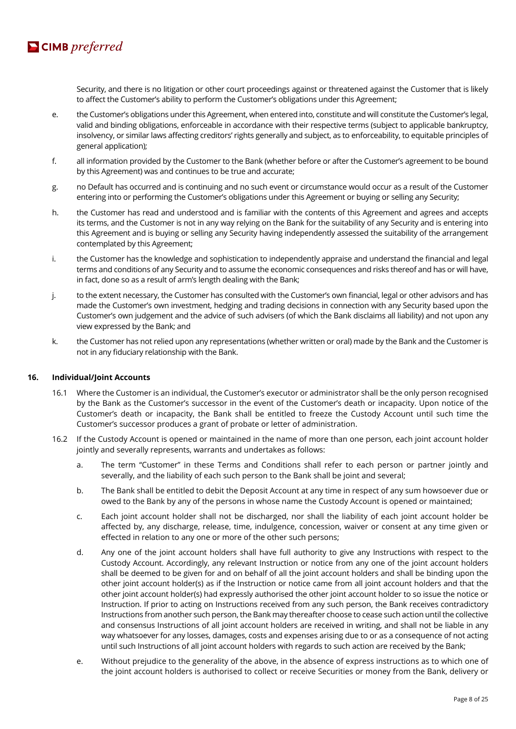Security, and there is no litigation or other court proceedings against or threatened against the Customer that is likely to affect the Customer's ability to perform the Customer's obligations under this Agreement;

e. the Customer's obligations under this Agreement, when entered into, constitute and will constitute the Customer's legal, valid and binding obligations, enforceable in accordance with their respective terms (subject to applicable bankruptcy, insolvency, or similar laws affecting creditors' rights generally and subject, as to enforceability, to equitable principles of general application);

f. all information provided by the Customer to the Bank (whether before or after the Customer's agreement to be bound by this Agreement) was and continues to be true and accurate;

g. no Default has occurred and is continuing and no such event or circumstance would occur as a result of the Customer entering into or performing the Customer's obligations under this Agreement or buying or selling any Security;

h. the Customer has read and understood and is familiar with the contents of this Agreement and agrees and accepts its terms, and the Customer is not in any way relying on the Bank for the suitability of any Security and is entering into this Agreement and is buying or selling any Security having independently assessed the suitability of the arrangement contemplated by this Agreement;

i. the Customer has the knowledge and sophistication to independently appraise and understand the financial and legal terms and conditions of any Security and to assume the economic consequences and risks thereof and has or will have, in fact, done so as a result of arm's length dealing with the Bank;

j. to the extent necessary, the Customer has consulted with the Customer's own financial, legal or other advisors and has made the Customer's own investment, hedging and trading decisions in connection with any Security based upon the Customer's own judgement and the advice of such advisers (of which the Bank disclaims all liability) and not upon any view expressed by the Bank; and

k. the Customer has not relied upon any representations (whether written or oral) made by the Bank and the Customer is not in any fiduciary relationship with the Bank.

## 16. Individual/Joint Accounts

16.1 Where the Customer is an individual, the Customer's executor or administrator shall be the only person recognised by the Bank as the Customer's successor in the event of the Customer's death or incapacity. Upon notice of the Customer's death or incapacity, the Bank shall be entitled to freeze the Custody Account until such time the Customer's successor produces a grant of probate or letter of administration.

16.2 If the Custody Account is opened or maintained in the name of more than one person, each joint account holder jointly and severally represents, warrants and undertakes as follows:

a. The term "Customer" in these Terms and Conditions shall refer to each person or partner jointly and severally, and the liability of each such person to the Bank shall be joint and several;

b. The Bank shall be entitled to debit the Deposit Account at any time in respect of any sum howsoever due or owed to the Bank by any of the persons in whose name the Custody Account is opened or maintained;

c. Each joint account holder shall not be discharged, nor shall the liability of each joint account holder be affected by, any discharge, release, time, indulgence, concession, waiver or consent at any time given or effected in relation to any one or more of the other such persons;

d. Any one of the joint account holders shall have full authority to give any Instructions with respect to the Custody Account. Accordingly, any relevant Instruction or notice from any one of the joint account holders shall be deemed to be given for and on behalf of all the joint account holders and shall be binding upon the other joint account holder(s) as if the Instruction or notice came from all joint account holders and that the other joint account holder(s) had expressly authorised the other joint account holder to so issue the notice or Instruction. If prior to acting on Instructions received from any such person, the Bank receives contradictory Instructions from another such person, the Bank may thereafter choose to cease such action until the collective and consensus Instructions of all joint account holders are received in writing, and shall not be liable in any way whatsoever for any losses, damages, costs and expenses arising due to or as a consequence of not acting until such Instructions of all joint account holders with regards to such action are received by the Bank;

e. Without prejudice to the generality of the above, in the absence of express instructions as to which one of the joint account holders is authorised to collect or receive Securities or money from the Bank, delivery or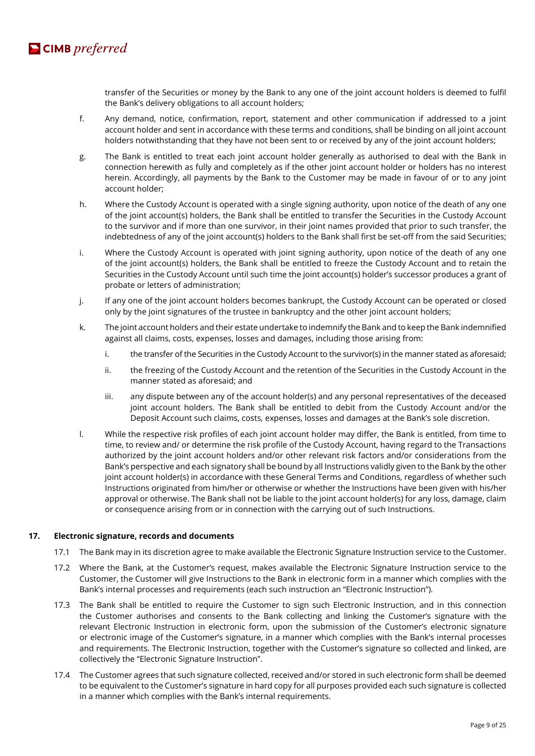transfer of the Securities or money by the Bank to any one of the joint account holders is deemed to fulfil the Bank's delivery obligations to all account holders;

f. Any demand, notice, confirmation, report, statement and other communication if addressed to a joint account holder and sent in accordance with these terms and conditions, shall be binding on all joint account holders notwithstanding that they have not been sent to or received by any of the joint account holders;

g. The Bank is entitled to treat each joint account holder generally as authorised to deal with the Bank in connection herewith as fully and completely as if the other joint account holder or holders has no interest herein. Accordingly, all payments by the Bank to the Customer may be made in favour of or to any joint account holder;

h. Where the Custody Account is operated with a single signing authority, upon notice of the death of any one of the joint account(s) holders, the Bank shall be entitled to transfer the Securities in the Custody Account to the survivor and if more than one survivor, in their joint names provided that prior to such transfer, the indebtedness of any of the joint account(s) holders to the Bank shall first be set-off from the said Securities;

i. Where the Custody Account is operated with joint signing authority, upon notice of the death of any one of the joint account(s) holders, the Bank shall be entitled to freeze the Custody Account and to retain the Securities in the Custody Account until such time the joint account(s) holder's successor produces a grant of probate or letters of administration;

j. If any one of the joint account holders becomes bankrupt, the Custody Account can be operated or closed only by the joint signatures of the trustee in bankruptcy and the other joint account holders;

k. The joint account holders and their estate undertake to indemnify the Bank and to keep the Bank indemnified against all claims, costs, expenses, losses and damages, including those arising from:

   i. the transfer of the Securities in the Custody Account to the survivor(s) in the manner stated as aforesaid;

   ii. the freezing of the Custody Account and the retention of the Securities in the Custody Account in the manner stated as aforesaid; and

   iii. any dispute between any of the account holder(s) and any personal representatives of the deceased joint account holders. The Bank shall be entitled to debit from the Custody Account and/or the Deposit Account such claims, costs, expenses, losses and damages at the Bank's sole discretion.

l. While the respective risk profiles of each joint account holder may differ, the Bank is entitled, from time to time, to review and/ or determine the risk profile of the Custody Account, having regard to the Transactions authorized by the joint account holders and/or other relevant risk factors and/or considerations from the Bank's perspective and each signatory shall be bound by all Instructions validly given to the Bank by the other joint account holder(s) in accordance with these General Terms and Conditions, regardless of whether such Instructions originated from him/her or otherwise or whether the Instructions have been given with his/her approval or otherwise. The Bank shall not be liable to the joint account holder(s) for any loss, damage, claim or consequence arising from or in connection with the carrying out of such Instructions.

## 17. Electronic signature, records and documents

17.1 The Bank may in its discretion agree to make available the Electronic Signature Instruction service to the Customer.

17.2 Where the Bank, at the Customer's request, makes available the Electronic Signature Instruction service to the Customer, the Customer will give Instructions to the Bank in electronic form in a manner which complies with the Bank's internal processes and requirements (each such instruction an "Electronic Instruction").

17.3 The Bank shall be entitled to require the Customer to sign such Electronic Instruction, and in this connection the Customer authorises and consents to the Bank collecting and linking the Customer's signature with the relevant Electronic Instruction in electronic form, upon the submission of the Customer's electronic signature or electronic image of the Customer's signature, in a manner which complies with the Bank's internal processes and requirements. The Electronic Instruction, together with the Customer's signature so collected and linked, are collectively the "Electronic Signature Instruction".

17.4 The Customer agrees that such signature collected, received and/or stored in such electronic form shall be deemed to be equivalent to the Customer's signature in hard copy for all purposes provided each such signature is collected in a manner which complies with the Bank's internal requirements.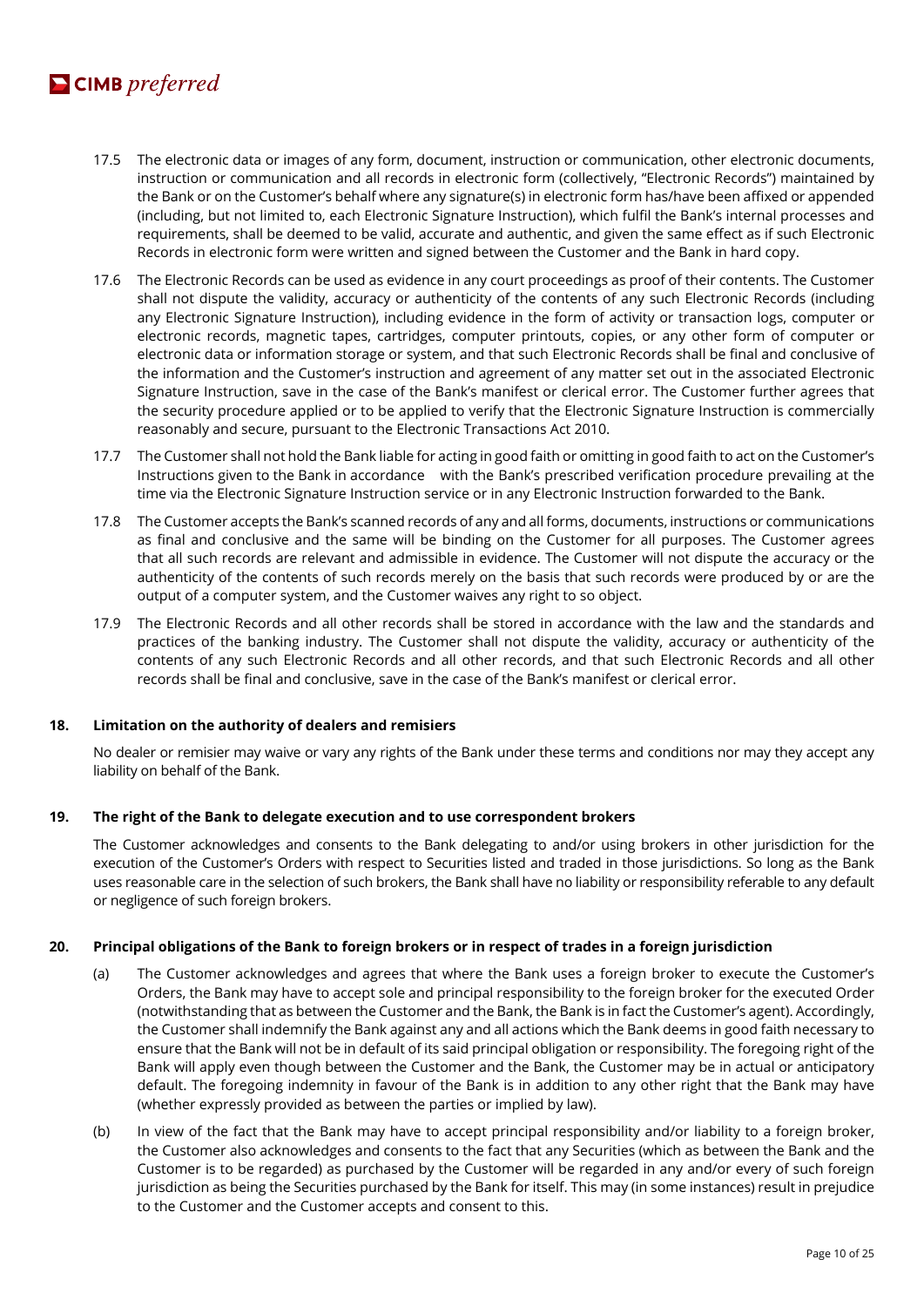17.5 The electronic data or images of any form, document, instruction or communication, other electronic documents, instruction or communication and all records in electronic form (collectively, "Electronic Records") maintained by the Bank or on the Customer's behalf where any signature(s) in electronic form has/have been affixed or appended (including, but not limited to, each Electronic Signature Instruction), which fulfil the Bank's internal processes and requirements, shall be deemed to be valid, accurate and authentic, and given the same effect as if such Electronic Records in electronic form were written and signed between the Customer and the Bank in hard copy.

17.6 The Electronic Records can be used as evidence in any court proceedings as proof of their contents. The Customer shall not dispute the validity, accuracy or authenticity of the contents of any such Electronic Records (including any Electronic Signature Instruction), including evidence in the form of activity or transaction logs, computer or electronic records, magnetic tapes, cartridges, computer printouts, copies, or any other form of computer or electronic data or information storage or system, and that such Electronic Records shall be final and conclusive of the information and the Customer's instruction and agreement of any matter set out in the associated Electronic Signature Instruction, save in the case of the Bank's manifest or clerical error. The Customer further agrees that the security procedure applied or to be applied to verify that the Electronic Signature Instruction is commercially reasonably and secure, pursuant to the Electronic Transactions Act 2010.

17.7 The Customer shall not hold the Bank liable for acting in good faith or omitting in good faith to act on the Customer's Instructions given to the Bank in accordance with the Bank's prescribed verification procedure prevailing at the time via the Electronic Signature Instruction service or in any Electronic Instruction forwarded to the Bank.

17.8 The Customer accepts the Bank's scanned records of any and all forms, documents, instructions or communications as final and conclusive and the same will be binding on the Customer for all purposes. The Customer agrees that all such records are relevant and admissible in evidence. The Customer will not dispute the accuracy or the authenticity of the contents of such records merely on the basis that such records were produced by or are the output of a computer system, and the Customer waives any right to so object.

17.9 The Electronic Records and all other records shall be stored in accordance with the law and the standards and practices of the banking industry. The Customer shall not dispute the validity, accuracy or authenticity of the contents of any such Electronic Records and all other records, and that such Electronic Records and all other records shall be final and conclusive, save in the case of the Bank's manifest or clerical error.

## 18. Limitation on the authority of dealers and remisiers

No dealer or remisier may waive or vary any rights of the Bank under these terms and conditions nor may they accept any liability on behalf of the Bank.

## 19. The right of the Bank to delegate execution and to use correspondent brokers

The Customer acknowledges and consents to the Bank delegating to and/or using brokers in other jurisdiction for the execution of the Customer's Orders with respect to Securities listed and traded in those jurisdictions. So long as the Bank uses reasonable care in the selection of such brokers, the Bank shall have no liability or responsibility referable to any default or negligence of such foreign brokers.

## 20. Principal obligations of the Bank to foreign brokers or in respect of trades in a foreign jurisdiction

(a) The Customer acknowledges and agrees that where the Bank uses a foreign broker to execute the Customer's Orders, the Bank may have to accept sole and principal responsibility to the foreign broker for the executed Order (notwithstanding that as between the Customer and the Bank, the Bank is in fact the Customer's agent). Accordingly, the Customer shall indemnify the Bank against any and all actions which the Bank deems in good faith necessary to ensure that the Bank will not be in default of its said principal obligation or responsibility. The foregoing right of the Bank will apply even though between the Customer and the Bank, the Customer may be in actual or anticipatory default. The foregoing indemnity in favour of the Bank is in addition to any other right that the Bank may have (whether expressly provided as between the parties or implied by law).

(b) In view of the fact that the Bank may have to accept principal responsibility and/or liability to a foreign broker, the Customer also acknowledges and consents to the fact that any Securities (which as between the Bank and the Customer is to be regarded) as purchased by the Customer will be regarded in any and/or every of such foreign jurisdiction as being the Securities purchased by the Bank for itself. This may (in some instances) result in prejudice to the Customer and the Customer accepts and consent to this.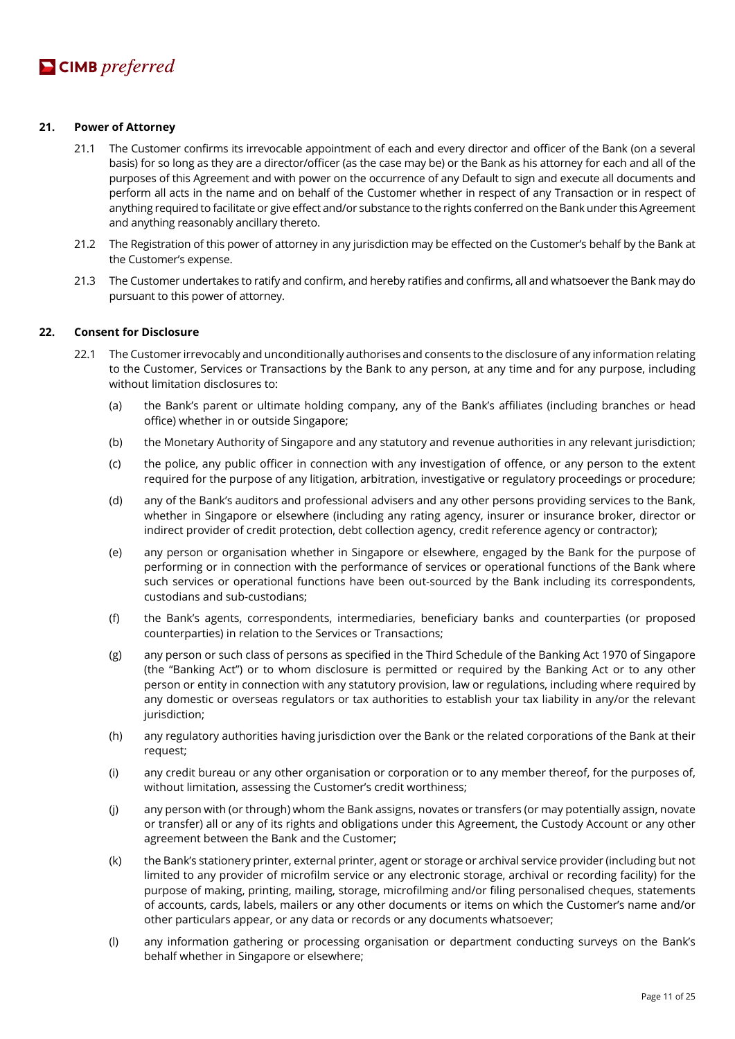## 21. Power of Attorney

21.1 The Customer confirms its irrevocable appointment of each and every director and officer of the Bank (on a several basis) for so long as they are a director/officer (as the case may be) or the Bank as his attorney for each and all of the purposes of this Agreement and with power on the occurrence of any Default to sign and execute all documents and perform all acts in the name and on behalf of the Customer whether in respect of any Transaction or in respect of anything required to facilitate or give effect and/or substance to the rights conferred on the Bank under this Agreement and anything reasonably ancillary thereto.

21.2 The Registration of this power of attorney in any jurisdiction may be effected on the Customer's behalf by the Bank at the Customer's expense.

21.3 The Customer undertakes to ratify and confirm, and hereby ratifies and confirms, all and whatsoever the Bank may do pursuant to this power of attorney.

## 22. Consent for Disclosure

22.1 The Customer irrevocably and unconditionally authorises and consents to the disclosure of any information relating to the Customer, Services or Transactions by the Bank to any person, at any time and for any purpose, including without limitation disclosures to:

(a) the Bank's parent or ultimate holding company, any of the Bank's affiliates (including branches or head office) whether in or outside Singapore;

(b) the Monetary Authority of Singapore and any statutory and revenue authorities in any relevant jurisdiction;

(c) the police, any public officer in connection with any investigation of offence, or any person to the extent required for the purpose of any litigation, arbitration, investigative or regulatory proceedings or procedure;

(d) any of the Bank's auditors and professional advisers and any other persons providing services to the Bank, whether in Singapore or elsewhere (including any rating agency, insurer or insurance broker, director or indirect provider of credit protection, debt collection agency, credit reference agency or contractor);

(e) any person or organisation whether in Singapore or elsewhere, engaged by the Bank for the purpose of performing or in connection with the performance of services or operational functions of the Bank where such services or operational functions have been out-sourced by the Bank including its correspondents, custodians and sub-custodians;

(f) the Bank's agents, correspondents, intermediaries, beneficiary banks and counterparties (or proposed counterparties) in relation to the Services or Transactions;

(g) any person or such class of persons as specified in the Third Schedule of the Banking Act 1970 of Singapore (the "Banking Act") or to whom disclosure is permitted or required by the Banking Act or to any other person or entity in connection with any statutory provision, law or regulations, including where required by any domestic or overseas regulators or tax authorities to establish your tax liability in any/or the relevant jurisdiction;

(h) any regulatory authorities having jurisdiction over the Bank or the related corporations of the Bank at their request;

(i) any credit bureau or any other organisation or corporation or to any member thereof, for the purposes of, without limitation, assessing the Customer's credit worthiness;

(j) any person with (or through) whom the Bank assigns, novates or transfers (or may potentially assign, novate or transfer) all or any of its rights and obligations under this Agreement, the Custody Account or any other agreement between the Bank and the Customer;

(k) the Bank's stationery printer, external printer, agent or storage or archival service provider (including but not limited to any provider of microfilm service or any electronic storage, archival or recording facility) for the purpose of making, printing, mailing, storage, microfilming and/or filing personalised cheques, statements of accounts, cards, labels, mailers or any other documents or items on which the Customer's name and/or other particulars appear, or any data or records or any documents whatsoever;

(l) any information gathering or processing organisation or department conducting surveys on the Bank's behalf whether in Singapore or elsewhere;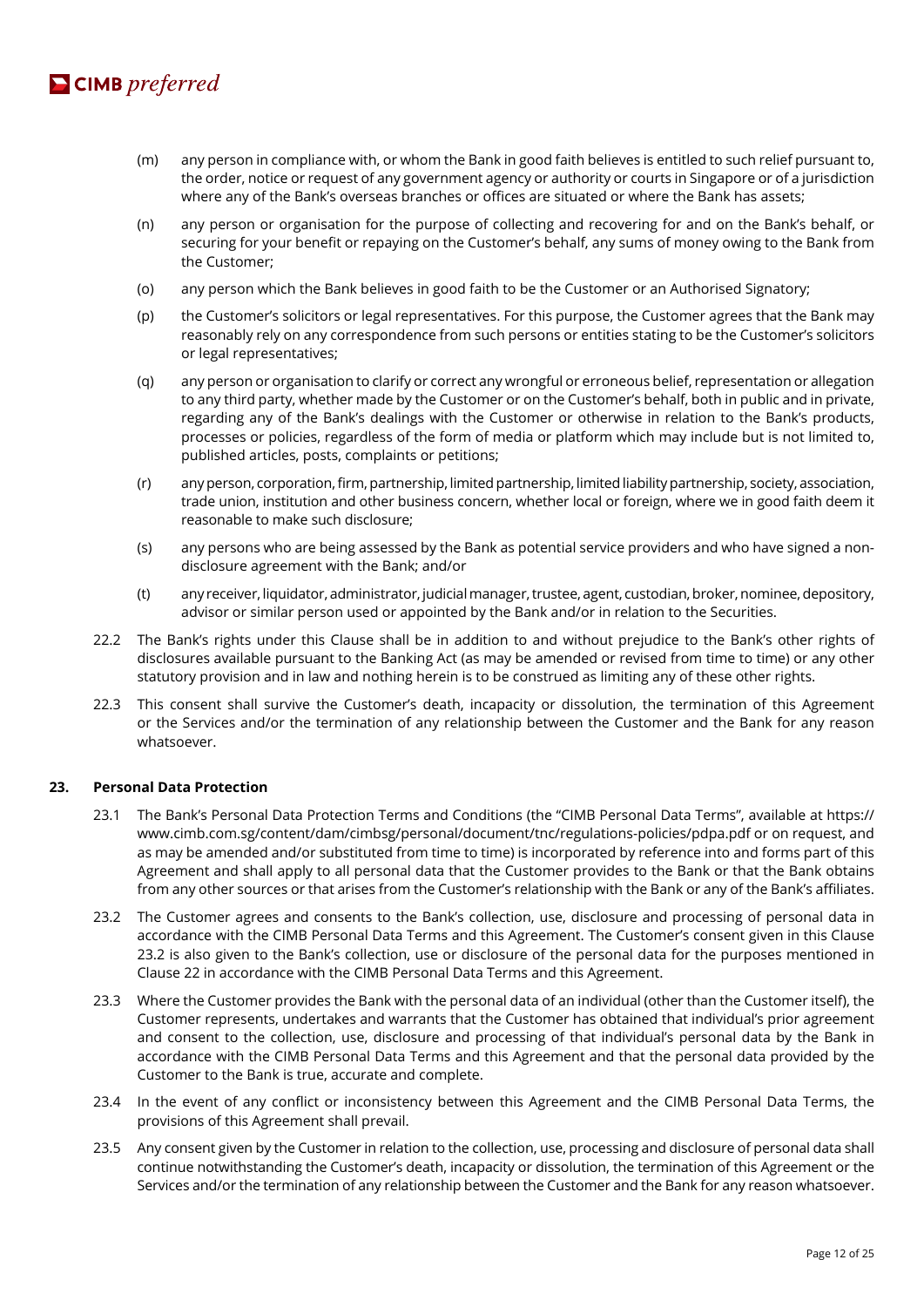(m) any person in compliance with, or whom the Bank in good faith believes is entitled to such relief pursuant to, the order, notice or request of any government agency or authority or courts in Singapore or of a jurisdiction where any of the Bank's overseas branches or offices are situated or where the Bank has assets;

(n) any person or organisation for the purpose of collecting and recovering for and on the Bank's behalf, or securing for your benefit or repaying on the Customer's behalf, any sums of money owing to the Bank from the Customer;

(o) any person which the Bank believes in good faith to be the Customer or an Authorised Signatory;

(p) the Customer's solicitors or legal representatives. For this purpose, the Customer agrees that the Bank may reasonably rely on any correspondence from such persons or entities stating to be the Customer's solicitors or legal representatives;

(q) any person or organisation to clarify or correct any wrongful or erroneous belief, representation or allegation to any third party, whether made by the Customer or on the Customer's behalf, both in public and in private, regarding any of the Bank's dealings with the Customer or otherwise in relation to the Bank's products, processes or policies, regardless of the form of media or platform which may include but is not limited to, published articles, posts, complaints or petitions;

(r) any person, corporation, firm, partnership, limited partnership, limited liability partnership, society, association, trade union, institution and other business concern, whether local or foreign, where we in good faith deem it reasonable to make such disclosure;

(s) any persons who are being assessed by the Bank as potential service providers and who have signed a non-disclosure agreement with the Bank; and/or

(t) any receiver, liquidator, administrator, judicial manager, trustee, agent, custodian, broker, nominee, depository, advisor or similar person used or appointed by the Bank and/or in relation to the Securities.

22.2 The Bank's rights under this Clause shall be in addition to and without prejudice to the Bank's other rights of disclosures available pursuant to the Banking Act (as may be amended or revised from time to time) or any other statutory provision and in law and nothing herein is to be construed as limiting any of these other rights.

22.3 This consent shall survive the Customer's death, incapacity or dissolution, the termination of this Agreement or the Services and/or the termination of any relationship between the Customer and the Bank for any reason whatsoever.

## 23. Personal Data Protection

23.1 The Bank's Personal Data Protection Terms and Conditions (the "CIMB Personal Data Terms", available at https://www.cimb.com.sg/content/dam/cimbsg/personal/document/tnc/regulations-policies/pdpa.pdf or on request, and as may be amended and/or substituted from time to time) is incorporated by reference into and forms part of this Agreement and shall apply to all personal data that the Customer provides to the Bank or that the Bank obtains from any other sources or that arises from the Customer's relationship with the Bank or any of the Bank's affiliates.

23.2 The Customer agrees and consents to the Bank's collection, use, disclosure and processing of personal data in accordance with the CIMB Personal Data Terms and this Agreement. The Customer's consent given in this Clause 23.2 is also given to the Bank's collection, use or disclosure of the personal data for the purposes mentioned in Clause 22 in accordance with the CIMB Personal Data Terms and this Agreement.

23.3 Where the Customer provides the Bank with the personal data of an individual (other than the Customer itself), the Customer represents, undertakes and warrants that the Customer has obtained that individual's prior agreement and consent to the collection, use, disclosure and processing of that individual's personal data by the Bank in accordance with the CIMB Personal Data Terms and this Agreement and that the personal data provided by the Customer to the Bank is true, accurate and complete.

23.4 In the event of any conflict or inconsistency between this Agreement and the CIMB Personal Data Terms, the provisions of this Agreement shall prevail.

23.5 Any consent given by the Customer in relation to the collection, use, processing and disclosure of personal data shall continue notwithstanding the Customer's death, incapacity or dissolution, the termination of this Agreement or the Services and/or the termination of any relationship between the Customer and the Bank for any reason whatsoever.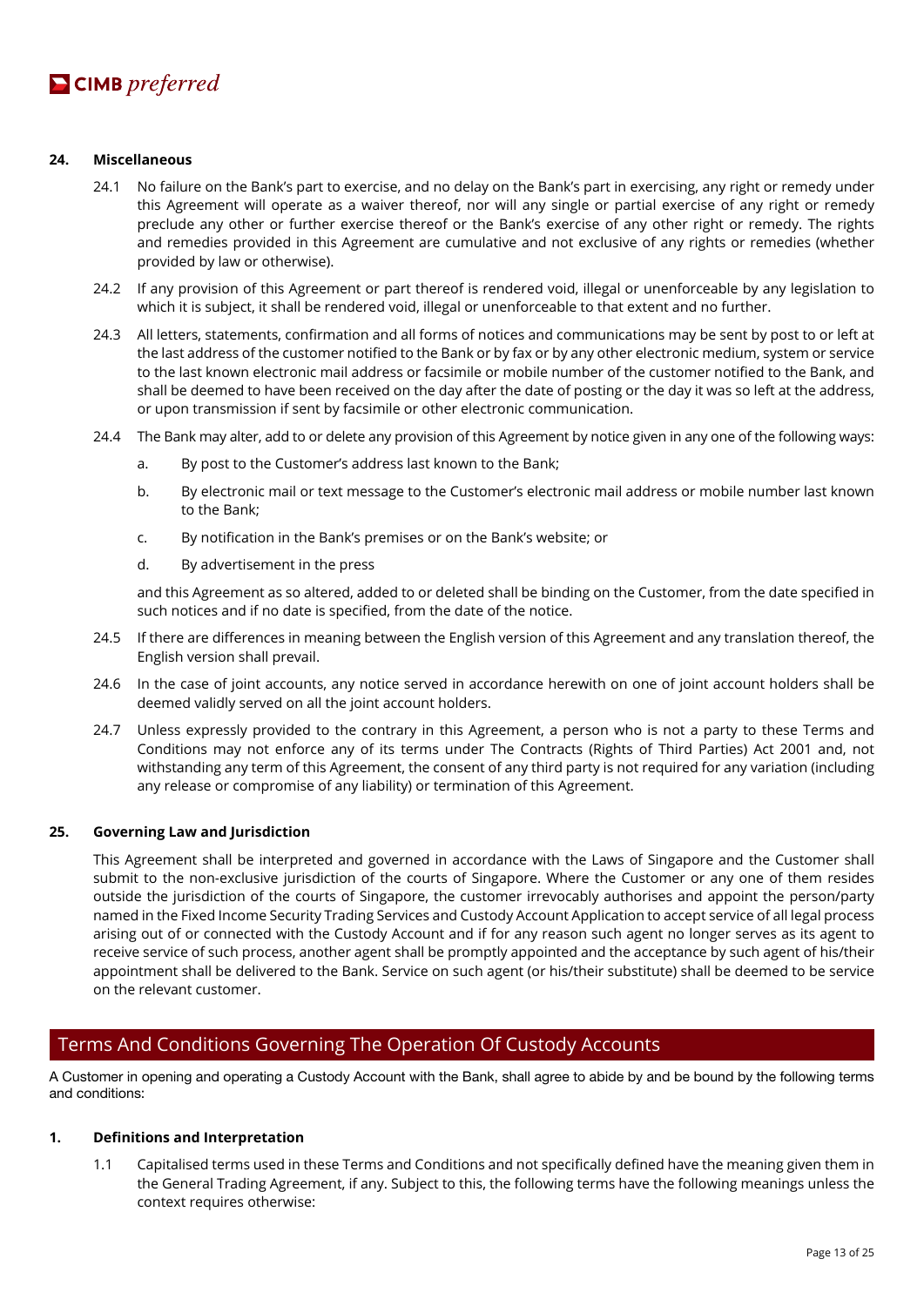## 24. Miscellaneous

24.1 No failure on the Bank's part to exercise, and no delay on the Bank's part in exercising, any right or remedy under this Agreement will operate as a waiver thereof, nor will any single or partial exercise of any right or remedy preclude any other or further exercise thereof or the Bank's exercise of any other right or remedy. The rights and remedies provided in this Agreement are cumulative and not exclusive of any rights or remedies (whether provided by law or otherwise).

24.2 If any provision of this Agreement or part thereof is rendered void, illegal or unenforceable by any legislation to which it is subject, it shall be rendered void, illegal or unenforceable to that extent and no further.

24.3 All letters, statements, confirmation and all forms of notices and communications may be sent by post to or left at the last address of the customer notified to the Bank or by fax or by any other electronic medium, system or service to the last known electronic mail address or facsimile or mobile number of the customer notified to the Bank, and shall be deemed to have been received on the day after the date of posting or the day it was so left at the address, or upon transmission if sent by facsimile or other electronic communication.

24.4 The Bank may alter, add to or delete any provision of this Agreement by notice given in any one of the following ways:

a. By post to the Customer's address last known to the Bank;

b. By electronic mail or text message to the Customer's electronic mail address or mobile number last known to the Bank;

c. By notification in the Bank's premises or on the Bank's website; or

d. By advertisement in the press

and this Agreement as so altered, added to or deleted shall be binding on the Customer, from the date specified in such notices and if no date is specified, from the date of the notice.

24.5 If there are differences in meaning between the English version of this Agreement and any translation thereof, the English version shall prevail.

24.6 In the case of joint accounts, any notice served in accordance herewith on one of joint account holders shall be deemed validly served on all the joint account holders.

24.7 Unless expressly provided to the contrary in this Agreement, a person who is not a party to these Terms and Conditions may not enforce any of its terms under The Contracts (Rights of Third Parties) Act 2001 and, not withstanding any term of this Agreement, the consent of any third party is not required for any variation (including any release or compromise of any liability) or termination of this Agreement.

## 25. Governing Law and Jurisdiction

This Agreement shall be interpreted and governed in accordance with the Laws of Singapore and the Customer shall submit to the non-exclusive jurisdiction of the courts of Singapore. Where the Customer or any one of them resides outside the jurisdiction of the courts of Singapore, the customer irrevocably authorises and appoint the person/party named in the Fixed Income Security Trading Services and Custody Account Application to accept service of all legal process arising out of or connected with the Custody Account and if for any reason such agent no longer serves as its agent to receive service of such process, another agent shall be promptly appointed and the acceptance by such agent of his/their appointment shall be delivered to the Bank. Service on such agent (or his/their substitute) shall be deemed to be service on the relevant customer.

# Terms And Conditions Governing The Operation Of Custody Accounts

A Customer in opening and operating a Custody Account with the Bank, shall agree to abide by and be bound by the following terms and conditions:

## 1. Definitions and Interpretation

1.1 Capitalised terms used in these Terms and Conditions and not specifically defined have the meaning given them in the General Trading Agreement, if any. Subject to this, the following terms have the following meanings unless the context requires otherwise: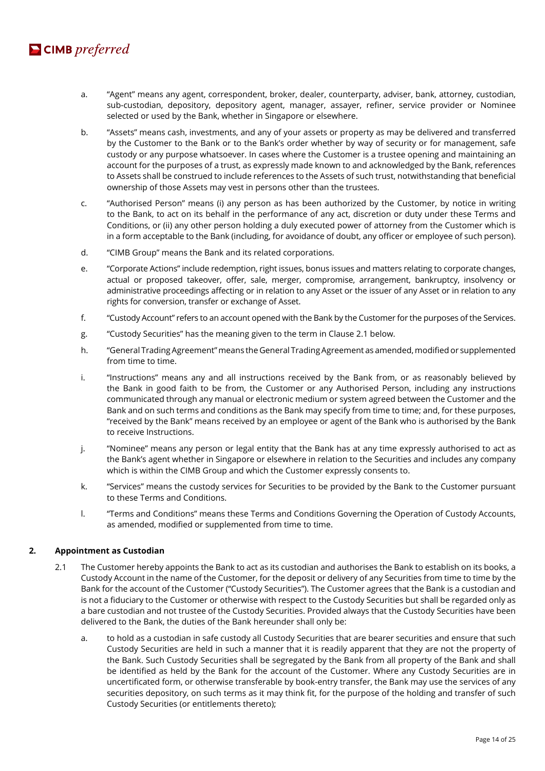a. "Agent" means any agent, correspondent, broker, dealer, counterparty, adviser, bank, attorney, custodian, sub-custodian, depository, depository agent, manager, assayer, refiner, service provider or Nominee selected or used by the Bank, whether in Singapore or elsewhere.

b. "Assets" means cash, investments, and any of your assets or property as may be delivered and transferred by the Customer to the Bank or to the Bank's order whether by way of security or for management, safe custody or any purpose whatsoever. In cases where the Customer is a trustee opening and maintaining an account for the purposes of a trust, as expressly made known to and acknowledged by the Bank, references to Assets shall be construed to include references to the Assets of such trust, notwithstanding that beneficial ownership of those Assets may vest in persons other than the trustees.

c. "Authorised Person" means (i) any person as has been authorized by the Customer, by notice in writing to the Bank, to act on its behalf in the performance of any act, discretion or duty under these Terms and Conditions, or (ii) any other person holding a duly executed power of attorney from the Customer which is in a form acceptable to the Bank (including, for avoidance of doubt, any officer or employee of such person).

d. "CIMB Group" means the Bank and its related corporations.

e. "Corporate Actions" include redemption, right issues, bonus issues and matters relating to corporate changes, actual or proposed takeover, offer, sale, merger, compromise, arrangement, bankruptcy, insolvency or administrative proceedings affecting or in relation to any Asset or the issuer of any Asset or in relation to any rights for conversion, transfer or exchange of Asset.

f. "Custody Account" refers to an account opened with the Bank by the Customer for the purposes of the Services.

g. "Custody Securities" has the meaning given to the term in Clause 2.1 below.

h. "General Trading Agreement" means the General Trading Agreement as amended, modified or supplemented from time to time.

i. "Instructions" means any and all instructions received by the Bank from, or as reasonably believed by the Bank in good faith to be from, the Customer or any Authorised Person, including any instructions communicated through any manual or electronic medium or system agreed between the Customer and the Bank and on such terms and conditions as the Bank may specify from time to time; and, for these purposes, "received by the Bank" means received by an employee or agent of the Bank who is authorised by the Bank to receive Instructions.

j. "Nominee" means any person or legal entity that the Bank has at any time expressly authorised to act as the Bank's agent whether in Singapore or elsewhere in relation to the Securities and includes any company which is within the CIMB Group and which the Customer expressly consents to.

k. "Services" means the custody services for Securities to be provided by the Bank to the Customer pursuant to these Terms and Conditions.

l. "Terms and Conditions" means these Terms and Conditions Governing the Operation of Custody Accounts, as amended, modified or supplemented from time to time.

## 2. Appointment as Custodian

2.1 The Customer hereby appoints the Bank to act as its custodian and authorises the Bank to establish on its books, a Custody Account in the name of the Customer, for the deposit or delivery of any Securities from time to time by the Bank for the account of the Customer ("Custody Securities"). The Customer agrees that the Bank is a custodian and is not a fiduciary to the Customer or otherwise with respect to the Custody Securities but shall be regarded only as a bare custodian and not trustee of the Custody Securities. Provided always that the Custody Securities have been delivered to the Bank, the duties of the Bank hereunder shall only be:

a. to hold as a custodian in safe custody all Custody Securities that are bearer securities and ensure that such Custody Securities are held in such a manner that it is readily apparent that they are not the property of the Bank. Such Custody Securities shall be segregated by the Bank from all property of the Bank and shall be identified as held by the Bank for the account of the Customer. Where any Custody Securities are in uncertificated form, or otherwise transferable by book-entry transfer, the Bank may use the services of any securities depository, on such terms as it may think fit, for the purpose of the holding and transfer of such Custody Securities (or entitlements thereto);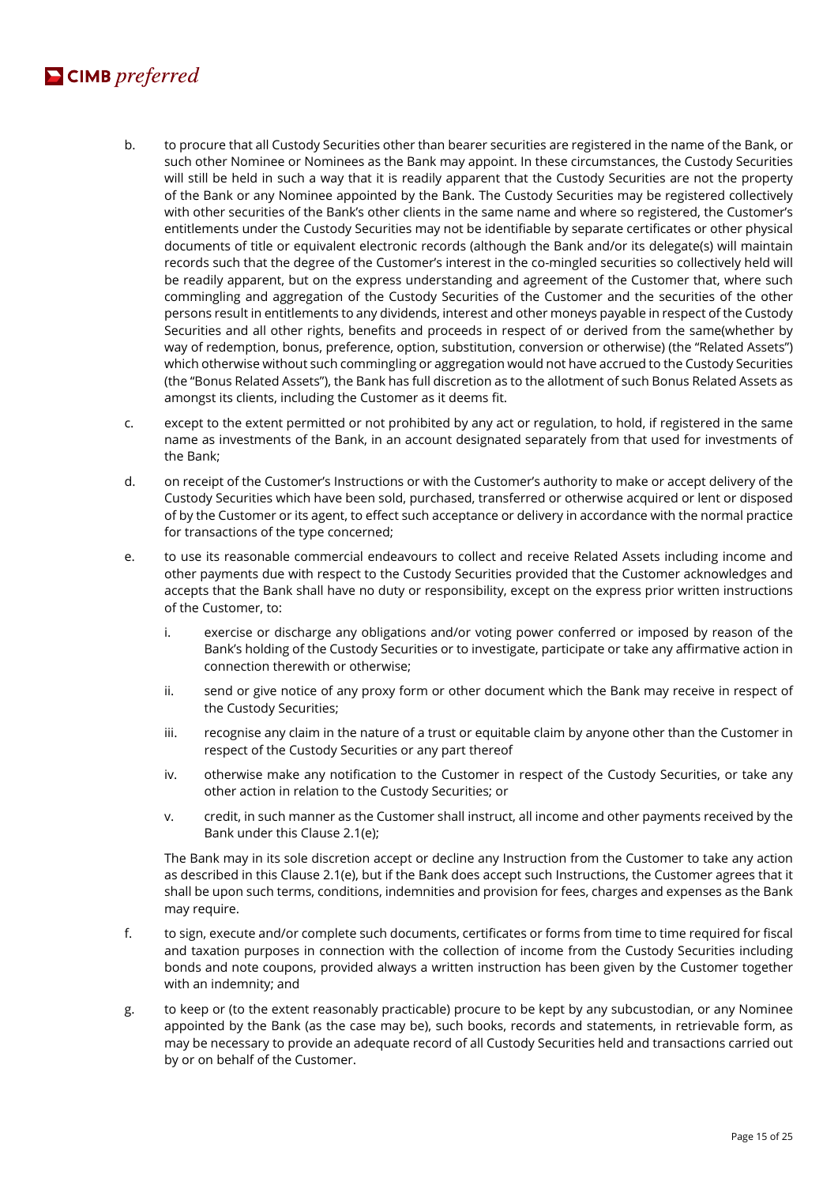b. to procure that all Custody Securities other than bearer securities are registered in the name of the Bank, or such other Nominee or Nominees as the Bank may appoint. In these circumstances, the Custody Securities will still be held in such a way that it is readily apparent that the Custody Securities are not the property of the Bank or any Nominee appointed by the Bank. The Custody Securities may be registered collectively with other securities of the Bank's other clients in the same name and where so registered, the Customer's entitlements under the Custody Securities may not be identifiable by separate certificates or other physical documents of title or equivalent electronic records (although the Bank and/or its delegate(s) will maintain records such that the degree of the Customer's interest in the co-mingled securities so collectively held will be readily apparent, but on the express understanding and agreement of the Customer that, where such commingling and aggregation of the Custody Securities of the Customer and the securities of the other persons result in entitlements to any dividends, interest and other moneys payable in respect of the Custody Securities and all other rights, benefits and proceeds in respect of or derived from the same(whether by way of redemption, bonus, preference, option, substitution, conversion or otherwise) (the "Related Assets") which otherwise without such commingling or aggregation would not have accrued to the Custody Securities (the "Bonus Related Assets"), the Bank has full discretion as to the allotment of such Bonus Related Assets as amongst its clients, including the Customer as it deems fit.

c. except to the extent permitted or not prohibited by any act or regulation, to hold, if registered in the same name as investments of the Bank, in an account designated separately from that used for investments of the Bank;

d. on receipt of the Customer's Instructions or with the Customer's authority to make or accept delivery of the Custody Securities which have been sold, purchased, transferred or otherwise acquired or lent or disposed of by the Customer or its agent, to effect such acceptance or delivery in accordance with the normal practice for transactions of the type concerned;

e. to use its reasonable commercial endeavours to collect and receive Related Assets including income and other payments due with respect to the Custody Securities provided that the Customer acknowledges and accepts that the Bank shall have no duty or responsibility, except on the express prior written instructions of the Customer, to:

   i. exercise or discharge any obligations and/or voting power conferred or imposed by reason of the Bank's holding of the Custody Securities or to investigate, participate or take any affirmative action in connection therewith or otherwise;

   ii. send or give notice of any proxy form or other document which the Bank may receive in respect of the Custody Securities;

   iii. recognise any claim in the nature of a trust or equitable claim by anyone other than the Customer in respect of the Custody Securities or any part thereof

   iv. otherwise make any notification to the Customer in respect of the Custody Securities, or take any other action in relation to the Custody Securities; or

   v. credit, in such manner as the Customer shall instruct, all income and other payments received by the Bank under this Clause 2.1(e);

   The Bank may in its sole discretion accept or decline any Instruction from the Customer to take any action as described in this Clause 2.1(e), but if the Bank does accept such Instructions, the Customer agrees that it shall be upon such terms, conditions, indemnities and provision for fees, charges and expenses as the Bank may require.

f. to sign, execute and/or complete such documents, certificates or forms from time to time required for fiscal and taxation purposes in connection with the collection of income from the Custody Securities including bonds and note coupons, provided always a written instruction has been given by the Customer together with an indemnity; and

g. to keep or (to the extent reasonably practicable) procure to be kept by any subcustodian, or any Nominee appointed by the Bank (as the case may be), such books, records and statements, in retrievable form, as may be necessary to provide an adequate record of all Custody Securities held and transactions carried out by or on behalf of the Customer.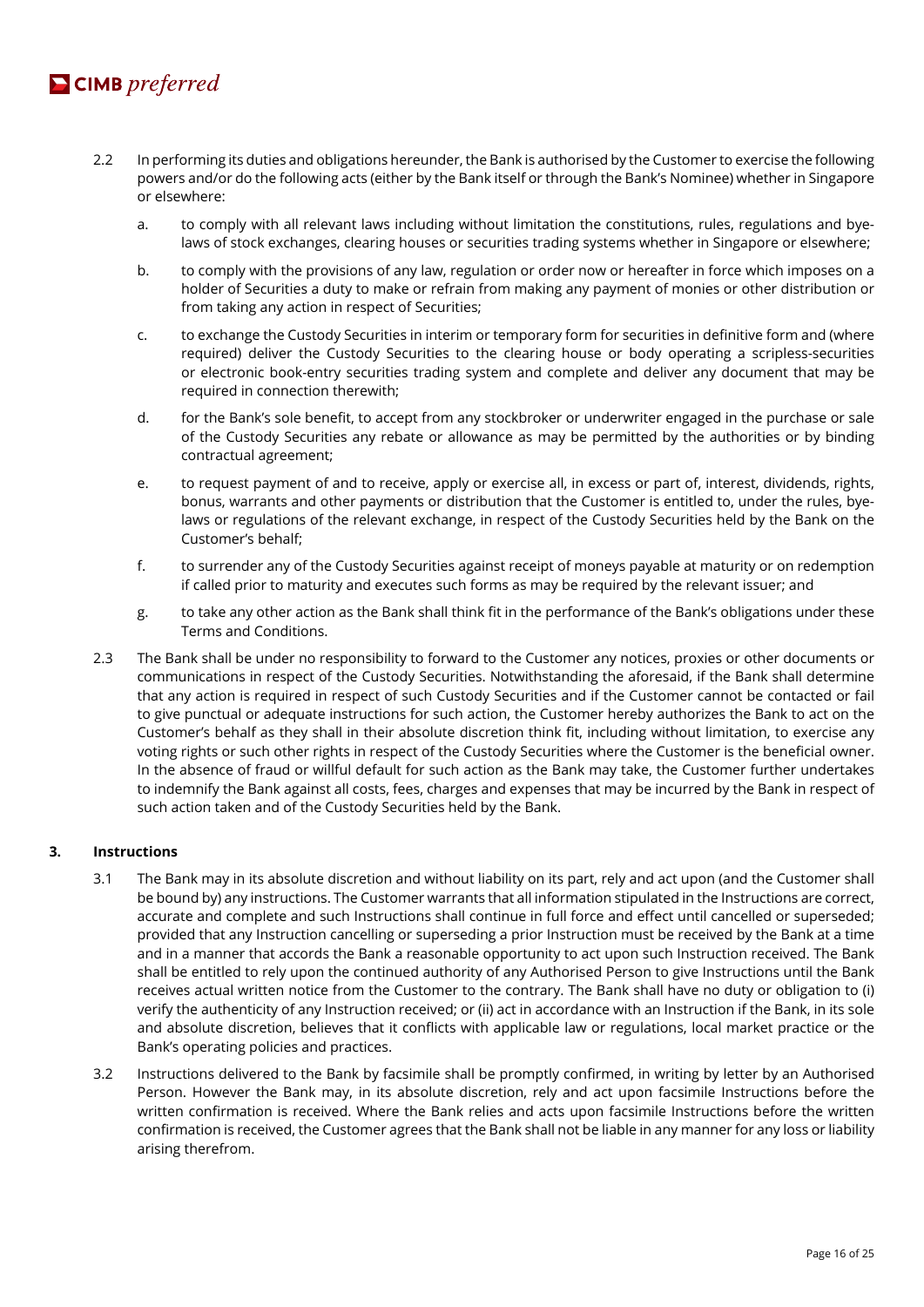2.2 In performing its duties and obligations hereunder, the Bank is authorised by the Customer to exercise the following powers and/or do the following acts (either by the Bank itself or through the Bank's Nominee) whether in Singapore or elsewhere:

a. to comply with all relevant laws including without limitation the constitutions, rules, regulations and bye-laws of stock exchanges, clearing houses or securities trading systems whether in Singapore or elsewhere;

b. to comply with the provisions of any law, regulation or order now or hereafter in force which imposes on a holder of Securities a duty to make or refrain from making any payment of monies or other distribution or from taking any action in respect of Securities;

c. to exchange the Custody Securities in interim or temporary form for securities in definitive form and (where required) deliver the Custody Securities to the clearing house or body operating a scripless-securities or electronic book-entry securities trading system and complete and deliver any document that may be required in connection therewith;

d. for the Bank's sole benefit, to accept from any stockbroker or underwriter engaged in the purchase or sale of the Custody Securities any rebate or allowance as may be permitted by the authorities or by binding contractual agreement;

e. to request payment of and to receive, apply or exercise all, in excess or part of, interest, dividends, rights, bonus, warrants and other payments or distribution that the Customer is entitled to, under the rules, bye-laws or regulations of the relevant exchange, in respect of the Custody Securities held by the Bank on the Customer's behalf;

f. to surrender any of the Custody Securities against receipt of moneys payable at maturity or on redemption if called prior to maturity and executes such forms as may be required by the relevant issuer; and

g. to take any other action as the Bank shall think fit in the performance of the Bank's obligations under these Terms and Conditions.

2.3 The Bank shall be under no responsibility to forward to the Customer any notices, proxies or other documents or communications in respect of the Custody Securities. Notwithstanding the aforesaid, if the Bank shall determine that any action is required in respect of such Custody Securities and if the Customer cannot be contacted or fail to give punctual or adequate instructions for such action, the Customer hereby authorizes the Bank to act on the Customer's behalf as they shall in their absolute discretion think fit, including without limitation, to exercise any voting rights or such other rights in respect of the Custody Securities where the Customer is the beneficial owner. In the absence of fraud or willful default for such action as the Bank may take, the Customer further undertakes to indemnify the Bank against all costs, fees, charges and expenses that may be incurred by the Bank in respect of such action taken and of the Custody Securities held by the Bank.

### 3. Instructions

3.1 The Bank may in its absolute discretion and without liability on its part, rely and act upon (and the Customer shall be bound by) any instructions. The Customer warrants that all information stipulated in the Instructions are correct, accurate and complete and such Instructions shall continue in full force and effect until cancelled or superseded; provided that any Instruction cancelling or superseding a prior Instruction must be received by the Bank at a time and in a manner that accords the Bank a reasonable opportunity to act upon such Instruction received. The Bank shall be entitled to rely upon the continued authority of any Authorised Person to give Instructions until the Bank receives actual written notice from the Customer to the contrary. The Bank shall have no duty or obligation to (i) verify the authenticity of any Instruction received; or (ii) act in accordance with an Instruction if the Bank, in its sole and absolute discretion, believes that it conflicts with applicable law or regulations, local market practice or the Bank's operating policies and practices.

3.2 Instructions delivered to the Bank by facsimile shall be promptly confirmed, in writing by letter by an Authorised Person. However the Bank may, in its absolute discretion, rely and act upon facsimile Instructions before the written confirmation is received. Where the Bank relies and acts upon facsimile Instructions before the written confirmation is received, the Customer agrees that the Bank shall not be liable in any manner for any loss or liability arising therefrom.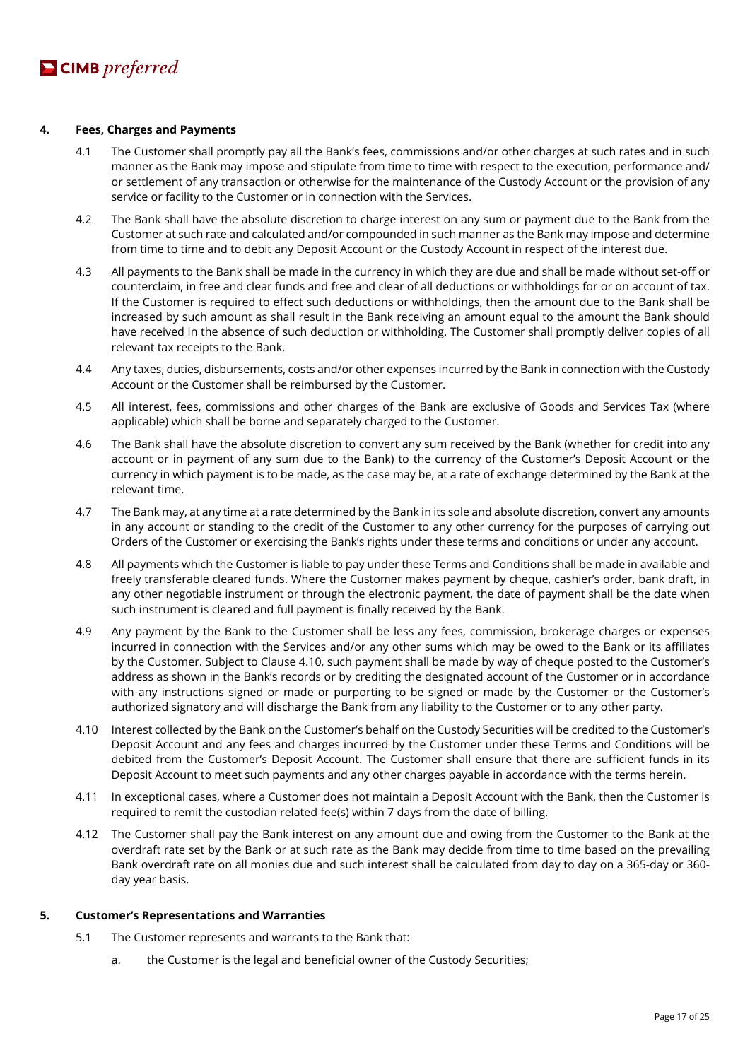**4. Fees, Charges and Payments**

4.1 The Customer shall promptly pay all the Bank's fees, commissions and/or other charges at such rates and in such manner as the Bank may impose and stipulate from time to time with respect to the execution, performance and/ or settlement of any transaction or otherwise for the maintenance of the Custody Account or the provision of any service or facility to the Customer or in connection with the Services.

4.2 The Bank shall have the absolute discretion to charge interest on any sum or payment due to the Bank from the Customer at such rate and calculated and/or compounded in such manner as the Bank may impose and determine from time to time and to debit any Deposit Account or the Custody Account in respect of the interest due.

4.3 All payments to the Bank shall be made in the currency in which they are due and shall be made without set-off or counterclaim, in free and clear funds and free and clear of all deductions or withholdings for or on account of tax. If the Customer is required to effect such deductions or withholdings, then the amount due to the Bank shall be increased by such amount as shall result in the Bank receiving an amount equal to the amount the Bank should have received in the absence of such deduction or withholding. The Customer shall promptly deliver copies of all relevant tax receipts to the Bank.

4.4 Any taxes, duties, disbursements, costs and/or other expenses incurred by the Bank in connection with the Custody Account or the Customer shall be reimbursed by the Customer.

4.5 All interest, fees, commissions and other charges of the Bank are exclusive of Goods and Services Tax (where applicable) which shall be borne and separately charged to the Customer.

4.6 The Bank shall have the absolute discretion to convert any sum received by the Bank (whether for credit into any account or in payment of any sum due to the Bank) to the currency of the Customer's Deposit Account or the currency in which payment is to be made, as the case may be, at a rate of exchange determined by the Bank at the relevant time.

4.7 The Bank may, at any time at a rate determined by the Bank in its sole and absolute discretion, convert any amounts in any account or standing to the credit of the Customer to any other currency for the purposes of carrying out Orders of the Customer or exercising the Bank's rights under these terms and conditions or under any account.

4.8 All payments which the Customer is liable to pay under these Terms and Conditions shall be made in available and freely transferable cleared funds. Where the Customer makes payment by cheque, cashier's order, bank draft, in any other negotiable instrument or through the electronic payment, the date of payment shall be the date when such instrument is cleared and full payment is finally received by the Bank.

4.9 Any payment by the Bank to the Customer shall be less any fees, commission, brokerage charges or expenses incurred in connection with the Services and/or any other sums which may be owed to the Bank or its affiliates by the Customer. Subject to Clause 4.10, such payment shall be made by way of cheque posted to the Customer's address as shown in the Bank's records or by crediting the designated account of the Customer or in accordance with any instructions signed or made or purporting to be signed or made by the Customer or the Customer's authorized signatory and will discharge the Bank from any liability to the Customer or to any other party.

4.10 Interest collected by the Bank on the Customer's behalf on the Custody Securities will be credited to the Customer's Deposit Account and any fees and charges incurred by the Customer under these Terms and Conditions will be debited from the Customer's Deposit Account. The Customer shall ensure that there are sufficient funds in its Deposit Account to meet such payments and any other charges payable in accordance with the terms herein.

4.11 In exceptional cases, where a Customer does not maintain a Deposit Account with the Bank, then the Customer is required to remit the custodian related fee(s) within 7 days from the date of billing.

4.12 The Customer shall pay the Bank interest on any amount due and owing from the Customer to the Bank at the overdraft rate set by the Bank or at such rate as the Bank may decide from time to time based on the prevailing Bank overdraft rate on all monies due and such interest shall be calculated from day to day on a 365-day or 360-day year basis.

**5. Customer's Representations and Warranties**

5.1 The Customer represents and warrants to the Bank that:

a. the Customer is the legal and beneficial owner of the Custody Securities;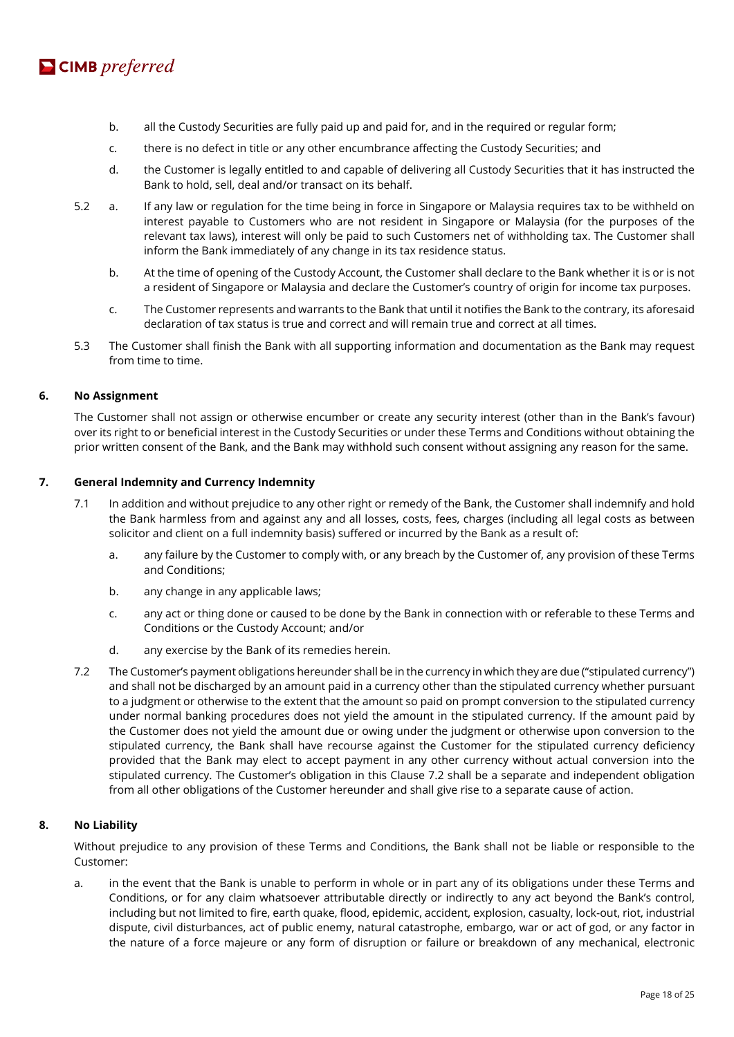b. all the Custody Securities are fully paid up and paid for, and in the required or regular form;

c. there is no defect in title or any other encumbrance affecting the Custody Securities; and

d. the Customer is legally entitled to and capable of delivering all Custody Securities that it has instructed the Bank to hold, sell, deal and/or transact on its behalf.

5.2 a. If any law or regulation for the time being in force in Singapore or Malaysia requires tax to be withheld on interest payable to Customers who are not resident in Singapore or Malaysia (for the purposes of the relevant tax laws), interest will only be paid to such Customers net of withholding tax. The Customer shall inform the Bank immediately of any change in its tax residence status.

b. At the time of opening of the Custody Account, the Customer shall declare to the Bank whether it is or is not a resident of Singapore or Malaysia and declare the Customer's country of origin for income tax purposes.

c. The Customer represents and warrants to the Bank that until it notifies the Bank to the contrary, its aforesaid declaration of tax status is true and correct and will remain true and correct at all times.

5.3 The Customer shall finish the Bank with all supporting information and documentation as the Bank may request from time to time.

## 6. No Assignment

The Customer shall not assign or otherwise encumber or create any security interest (other than in the Bank's favour) over its right to or beneficial interest in the Custody Securities or under these Terms and Conditions without obtaining the prior written consent of the Bank, and the Bank may withhold such consent without assigning any reason for the same.

## 7. General Indemnity and Currency Indemnity

7.1 In addition and without prejudice to any other right or remedy of the Bank, the Customer shall indemnify and hold the Bank harmless from and against any and all losses, costs, fees, charges (including all legal costs as between solicitor and client on a full indemnity basis) suffered or incurred by the Bank as a result of:

a. any failure by the Customer to comply with, or any breach by the Customer of, any provision of these Terms and Conditions;

b. any change in any applicable laws;

c. any act or thing done or caused to be done by the Bank in connection with or referable to these Terms and Conditions or the Custody Account; and/or

d. any exercise by the Bank of its remedies herein.

7.2 The Customer's payment obligations hereunder shall be in the currency in which they are due ("stipulated currency") and shall not be discharged by an amount paid in a currency other than the stipulated currency whether pursuant to a judgment or otherwise to the extent that the amount so paid on prompt conversion to the stipulated currency under normal banking procedures does not yield the amount in the stipulated currency. If the amount paid by the Customer does not yield the amount due or owing under the judgment or otherwise upon conversion to the stipulated currency, the Bank shall have recourse against the Customer for the stipulated currency deficiency provided that the Bank may elect to accept payment in any other currency without actual conversion into the stipulated currency. The Customer's obligation in this Clause 7.2 shall be a separate and independent obligation from all other obligations of the Customer hereunder and shall give rise to a separate cause of action.

## 8. No Liability

Without prejudice to any provision of these Terms and Conditions, the Bank shall not be liable or responsible to the Customer:

a. in the event that the Bank is unable to perform in whole or in part any of its obligations under these Terms and Conditions, or for any claim whatsoever attributable directly or indirectly to any act beyond the Bank's control, including but not limited to fire, earth quake, flood, epidemic, accident, explosion, casualty, lock-out, riot, industrial dispute, civil disturbances, act of public enemy, natural catastrophe, embargo, war or act of god, or any factor in the nature of a force majeure or any form of disruption or failure or breakdown of any mechanical, electronic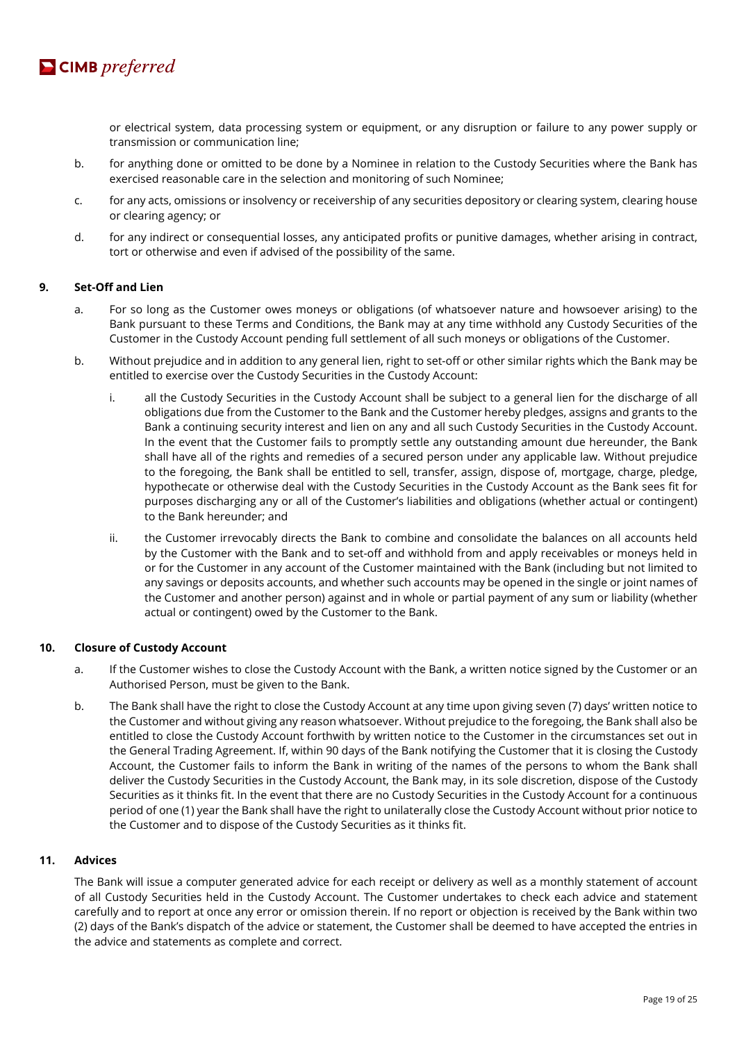or electrical system, data processing system or equipment, or any disruption or failure to any power supply or transmission or communication line;

b. for anything done or omitted to be done by a Nominee in relation to the Custody Securities where the Bank has exercised reasonable care in the selection and monitoring of such Nominee;

c. for any acts, omissions or insolvency or receivership of any securities depository or clearing system, clearing house or clearing agency; or

d. for any indirect or consequential losses, any anticipated profits or punitive damages, whether arising in contract, tort or otherwise and even if advised of the possibility of the same.

## 9. Set-Off and Lien

a. For so long as the Customer owes moneys or obligations (of whatsoever nature and howsoever arising) to the Bank pursuant to these Terms and Conditions, the Bank may at any time withhold any Custody Securities of the Customer in the Custody Account pending full settlement of all such moneys or obligations of the Customer.

b. Without prejudice and in addition to any general lien, right to set-off or other similar rights which the Bank may be entitled to exercise over the Custody Securities in the Custody Account:

   i. all the Custody Securities in the Custody Account shall be subject to a general lien for the discharge of all obligations due from the Customer to the Bank and the Customer hereby pledges, assigns and grants to the Bank a continuing security interest and lien on any and all such Custody Securities in the Custody Account. In the event that the Customer fails to promptly settle any outstanding amount due hereunder, the Bank shall have all of the rights and remedies of a secured person under any applicable law. Without prejudice to the foregoing, the Bank shall be entitled to sell, transfer, assign, dispose of, mortgage, charge, pledge, hypothecate or otherwise deal with the Custody Securities in the Custody Account as the Bank sees fit for purposes discharging any or all of the Customer's liabilities and obligations (whether actual or contingent) to the Bank hereunder; and

   ii. the Customer irrevocably directs the Bank to combine and consolidate the balances on all accounts held by the Customer with the Bank and to set-off and withhold from and apply receivables or moneys held in or for the Customer in any account of the Customer maintained with the Bank (including but not limited to any savings or deposits accounts, and whether such accounts may be opened in the single or joint names of the Customer and another person) against and in whole or partial payment of any sum or liability (whether actual or contingent) owed by the Customer to the Bank.

## 10. Closure of Custody Account

a. If the Customer wishes to close the Custody Account with the Bank, a written notice signed by the Customer or an Authorised Person, must be given to the Bank.

b. The Bank shall have the right to close the Custody Account at any time upon giving seven (7) days' written notice to the Customer and without giving any reason whatsoever. Without prejudice to the foregoing, the Bank shall also be entitled to close the Custody Account forthwith by written notice to the Customer in the circumstances set out in the General Trading Agreement. If, within 90 days of the Bank notifying the Customer that it is closing the Custody Account, the Customer fails to inform the Bank in writing of the names of the persons to whom the Bank shall deliver the Custody Securities in the Custody Account, the Bank may, in its sole discretion, dispose of the Custody Securities as it thinks fit. In the event that there are no Custody Securities in the Custody Account for a continuous period of one (1) year the Bank shall have the right to unilaterally close the Custody Account without prior notice to the Customer and to dispose of the Custody Securities as it thinks fit.

## 11. Advices

The Bank will issue a computer generated advice for each receipt or delivery as well as a monthly statement of account of all Custody Securities held in the Custody Account. The Customer undertakes to check each advice and statement carefully and to report at once any error or omission therein. If no report or objection is received by the Bank within two (2) days of the Bank's dispatch of the advice or statement, the Customer shall be deemed to have accepted the entries in the advice and statements as complete and correct.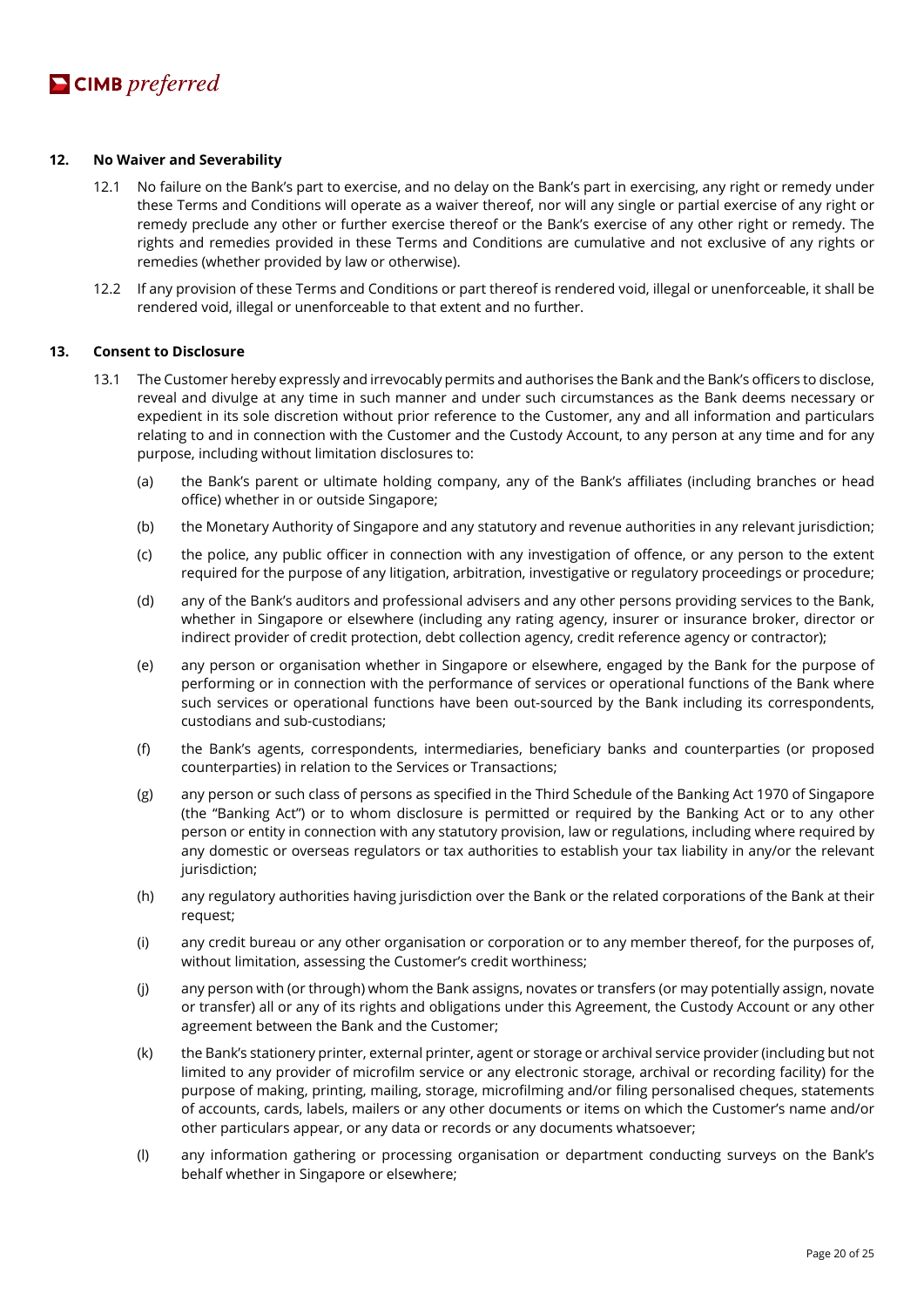## 12. No Waiver and Severability

12.1 No failure on the Bank's part to exercise, and no delay on the Bank's part in exercising, any right or remedy under these Terms and Conditions will operate as a waiver thereof, nor will any single or partial exercise of any right or remedy preclude any other or further exercise thereof or the Bank's exercise of any other right or remedy. The rights and remedies provided in these Terms and Conditions are cumulative and not exclusive of any rights or remedies (whether provided by law or otherwise).

12.2 If any provision of these Terms and Conditions or part thereof is rendered void, illegal or unenforceable, it shall be rendered void, illegal or unenforceable to that extent and no further.

## 13. Consent to Disclosure

13.1 The Customer hereby expressly and irrevocably permits and authorises the Bank and the Bank's officers to disclose, reveal and divulge at any time in such manner and under such circumstances as the Bank deems necessary or expedient in its sole discretion without prior reference to the Customer, any and all information and particulars relating to and in connection with the Customer and the Custody Account, to any person at any time and for any purpose, including without limitation disclosures to:

(a) the Bank's parent or ultimate holding company, any of the Bank's affiliates (including branches or head office) whether in or outside Singapore;

(b) the Monetary Authority of Singapore and any statutory and revenue authorities in any relevant jurisdiction;

(c) the police, any public officer in connection with any investigation of offence, or any person to the extent required for the purpose of any litigation, arbitration, investigative or regulatory proceedings or procedure;

(d) any of the Bank's auditors and professional advisers and any other persons providing services to the Bank, whether in Singapore or elsewhere (including any rating agency, insurer or insurance broker, director or indirect provider of credit protection, debt collection agency, credit reference agency or contractor);

(e) any person or organisation whether in Singapore or elsewhere, engaged by the Bank for the purpose of performing or in connection with the performance of services or operational functions of the Bank where such services or operational functions have been out-sourced by the Bank including its correspondents, custodians and sub-custodians;

(f) the Bank's agents, correspondents, intermediaries, beneficiary banks and counterparties (or proposed counterparties) in relation to the Services or Transactions;

(g) any person or such class of persons as specified in the Third Schedule of the Banking Act 1970 of Singapore (the "Banking Act") or to whom disclosure is permitted or required by the Banking Act or to any other person or entity in connection with any statutory provision, law or regulations, including where required by any domestic or overseas regulators or tax authorities to establish your tax liability in any/or the relevant jurisdiction;

(h) any regulatory authorities having jurisdiction over the Bank or the related corporations of the Bank at their request;

(i) any credit bureau or any other organisation or corporation or to any member thereof, for the purposes of, without limitation, assessing the Customer's credit worthiness;

(j) any person with (or through) whom the Bank assigns, novates or transfers (or may potentially assign, novate or transfer) all or any of its rights and obligations under this Agreement, the Custody Account or any other agreement between the Bank and the Customer;

(k) the Bank's stationery printer, external printer, agent or storage or archival service provider (including but not limited to any provider of microfilm service or any electronic storage, archival or recording facility) for the purpose of making, printing, mailing, storage, microfilming and/or filing personalised cheques, statements of accounts, cards, labels, mailers or any other documents or items on which the Customer's name and/or other particulars appear, or any data or records or any documents whatsoever;

(l) any information gathering or processing organisation or department conducting surveys on the Bank's behalf whether in Singapore or elsewhere;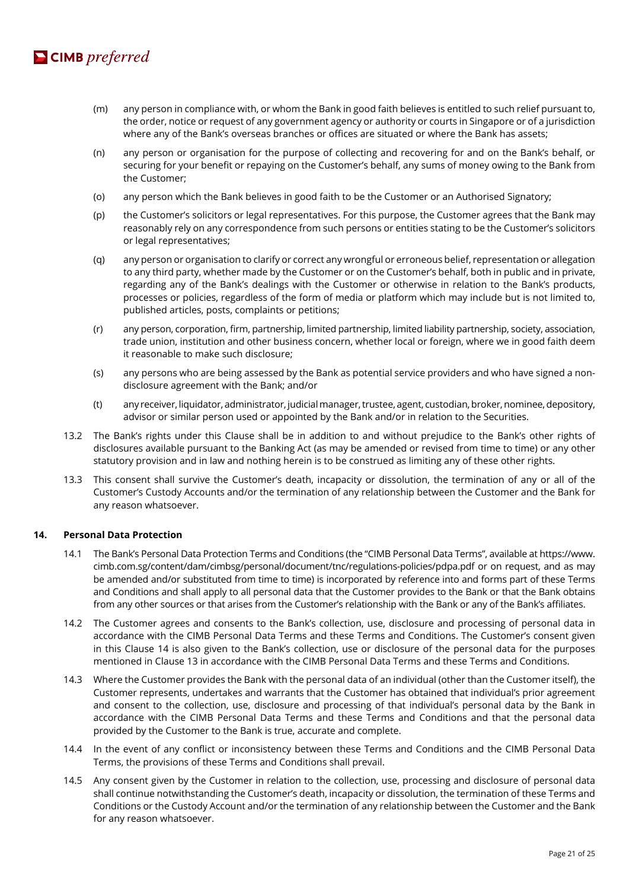(m) any person in compliance with, or whom the Bank in good faith believes is entitled to such relief pursuant to, the order, notice or request of any government agency or authority or courts in Singapore or of a jurisdiction where any of the Bank's overseas branches or offices are situated or where the Bank has assets;

(n) any person or organisation for the purpose of collecting and recovering for and on the Bank's behalf, or securing for your benefit or repaying on the Customer's behalf, any sums of money owing to the Bank from the Customer;

(o) any person which the Bank believes in good faith to be the Customer or an Authorised Signatory;

(p) the Customer's solicitors or legal representatives. For this purpose, the Customer agrees that the Bank may reasonably rely on any correspondence from such persons or entities stating to be the Customer's solicitors or legal representatives;

(q) any person or organisation to clarify or correct any wrongful or erroneous belief, representation or allegation to any third party, whether made by the Customer or on the Customer's behalf, both in public and in private, regarding any of the Bank's dealings with the Customer or otherwise in relation to the Bank's products, processes or policies, regardless of the form of media or platform which may include but is not limited to, published articles, posts, complaints or petitions;

(r) any person, corporation, firm, partnership, limited partnership, limited liability partnership, society, association, trade union, institution and other business concern, whether local or foreign, where we in good faith deem it reasonable to make such disclosure;

(s) any persons who are being assessed by the Bank as potential service providers and who have signed a non-disclosure agreement with the Bank; and/or

(t) any receiver, liquidator, administrator, judicial manager, trustee, agent, custodian, broker, nominee, depository, advisor or similar person used or appointed by the Bank and/or in relation to the Securities.

13.2 The Bank's rights under this Clause shall be in addition to and without prejudice to the Bank's other rights of disclosures available pursuant to the Banking Act (as may be amended or revised from time to time) or any other statutory provision and in law and nothing herein is to be construed as limiting any of these other rights.

13.3 This consent shall survive the Customer's death, incapacity or dissolution, the termination of any or all of the Customer's Custody Accounts and/or the termination of any relationship between the Customer and the Bank for any reason whatsoever.

**14. Personal Data Protection**

14.1 The Bank's Personal Data Protection Terms and Conditions (the "CIMB Personal Data Terms", available at https://www.cimb.com.sg/content/dam/cimbsg/personal/document/tnc/regulations-policies/pdpa.pdf or on request, and as may be amended and/or substituted from time to time) is incorporated by reference into and forms part of these Terms and Conditions and shall apply to all personal data that the Customer provides to the Bank or that the Bank obtains from any other sources or that arises from the Customer's relationship with the Bank or any of the Bank's affiliates.

14.2 The Customer agrees and consents to the Bank's collection, use, disclosure and processing of personal data in accordance with the CIMB Personal Data Terms and these Terms and Conditions. The Customer's consent given in this Clause 14 is also given to the Bank's collection, use or disclosure of the personal data for the purposes mentioned in Clause 13 in accordance with the CIMB Personal Data Terms and these Terms and Conditions.

14.3 Where the Customer provides the Bank with the personal data of an individual (other than the Customer itself), the Customer represents, undertakes and warrants that the Customer has obtained that individual's prior agreement and consent to the collection, use, disclosure and processing of that individual's personal data by the Bank in accordance with the CIMB Personal Data Terms and these Terms and Conditions and that the personal data provided by the Customer to the Bank is true, accurate and complete.

14.4 In the event of any conflict or inconsistency between these Terms and Conditions and the CIMB Personal Data Terms, the provisions of these Terms and Conditions shall prevail.

14.5 Any consent given by the Customer in relation to the collection, use, processing and disclosure of personal data shall continue notwithstanding the Customer's death, incapacity or dissolution, the termination of these Terms and Conditions or the Custody Account and/or the termination of any relationship between the Customer and the Bank for any reason whatsoever.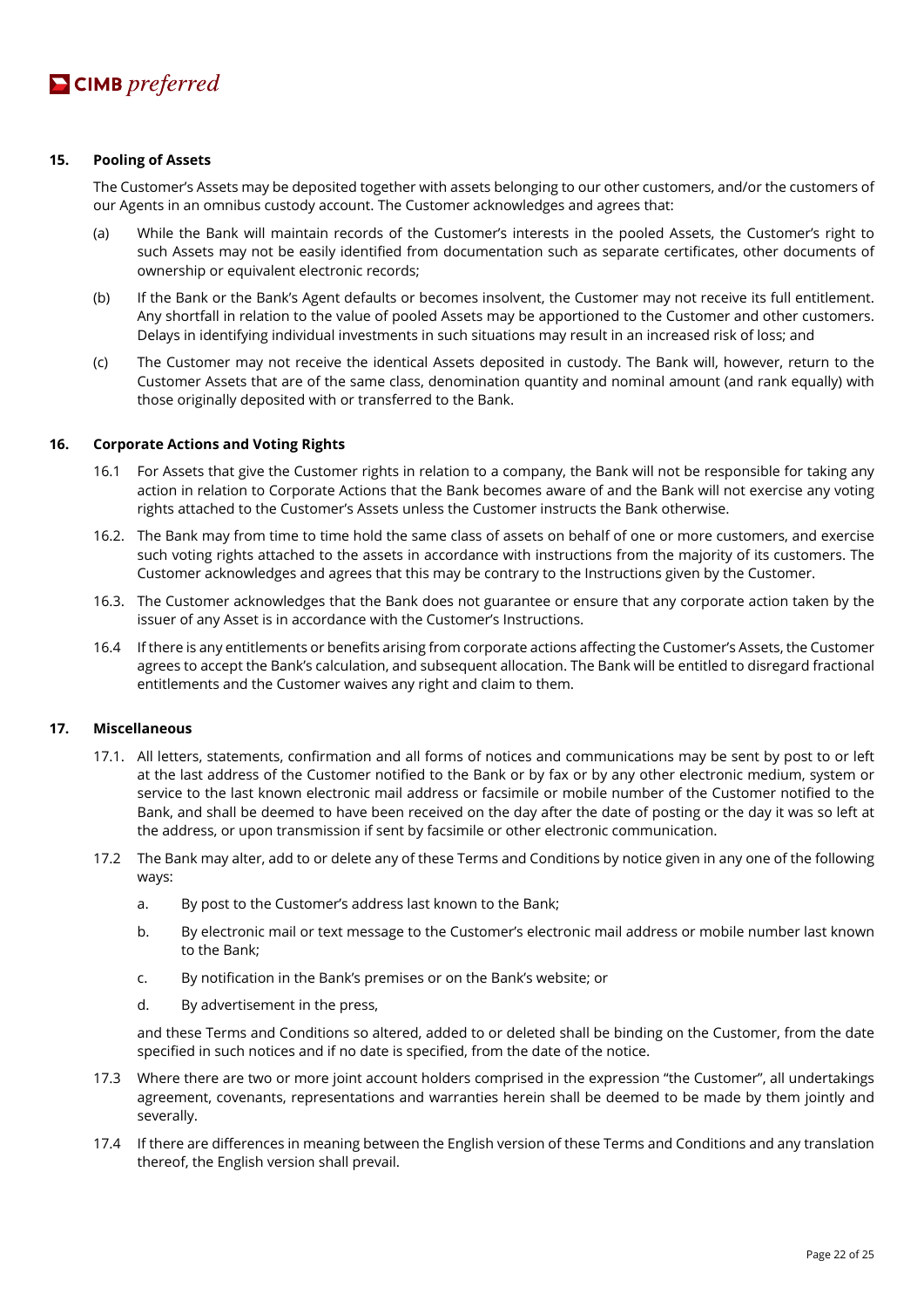## 15. Pooling of Assets

The Customer's Assets may be deposited together with assets belonging to our other customers, and/or the customers of our Agents in an omnibus custody account. The Customer acknowledges and agrees that:

(a) While the Bank will maintain records of the Customer's interests in the pooled Assets, the Customer's right to such Assets may not be easily identified from documentation such as separate certificates, other documents of ownership or equivalent electronic records;

(b) If the Bank or the Bank's Agent defaults or becomes insolvent, the Customer may not receive its full entitlement. Any shortfall in relation to the value of pooled Assets may be apportioned to the Customer and other customers. Delays in identifying individual investments in such situations may result in an increased risk of loss; and

(c) The Customer may not receive the identical Assets deposited in custody. The Bank will, however, return to the Customer Assets that are of the same class, denomination quantity and nominal amount (and rank equally) with those originally deposited with or transferred to the Bank.

## 16. Corporate Actions and Voting Rights

16.1 For Assets that give the Customer rights in relation to a company, the Bank will not be responsible for taking any action in relation to Corporate Actions that the Bank becomes aware of and the Bank will not exercise any voting rights attached to the Customer's Assets unless the Customer instructs the Bank otherwise.

16.2. The Bank may from time to time hold the same class of assets on behalf of one or more customers, and exercise such voting rights attached to the assets in accordance with instructions from the majority of its customers. The Customer acknowledges and agrees that this may be contrary to the Instructions given by the Customer.

16.3. The Customer acknowledges that the Bank does not guarantee or ensure that any corporate action taken by the issuer of any Asset is in accordance with the Customer's Instructions.

16.4 If there is any entitlements or benefits arising from corporate actions affecting the Customer's Assets, the Customer agrees to accept the Bank's calculation, and subsequent allocation. The Bank will be entitled to disregard fractional entitlements and the Customer waives any right and claim to them.

## 17. Miscellaneous

17.1. All letters, statements, confirmation and all forms of notices and communications may be sent by post to or left at the last address of the Customer notified to the Bank or by fax or by any other electronic medium, system or service to the last known electronic mail address or facsimile or mobile number of the Customer notified to the Bank, and shall be deemed to have been received on the day after the date of posting or the day it was so left at the address, or upon transmission if sent by facsimile or other electronic communication.

17.2 The Bank may alter, add to or delete any of these Terms and Conditions by notice given in any one of the following ways:

a. By post to the Customer's address last known to the Bank;

b. By electronic mail or text message to the Customer's electronic mail address or mobile number last known to the Bank;

c. By notification in the Bank's premises or on the Bank's website; or

d. By advertisement in the press,

and these Terms and Conditions so altered, added to or deleted shall be binding on the Customer, from the date specified in such notices and if no date is specified, from the date of the notice.

17.3 Where there are two or more joint account holders comprised in the expression "the Customer", all undertakings agreement, covenants, representations and warranties herein shall be deemed to be made by them jointly and severally.

17.4 If there are differences in meaning between the English version of these Terms and Conditions and any translation thereof, the English version shall prevail.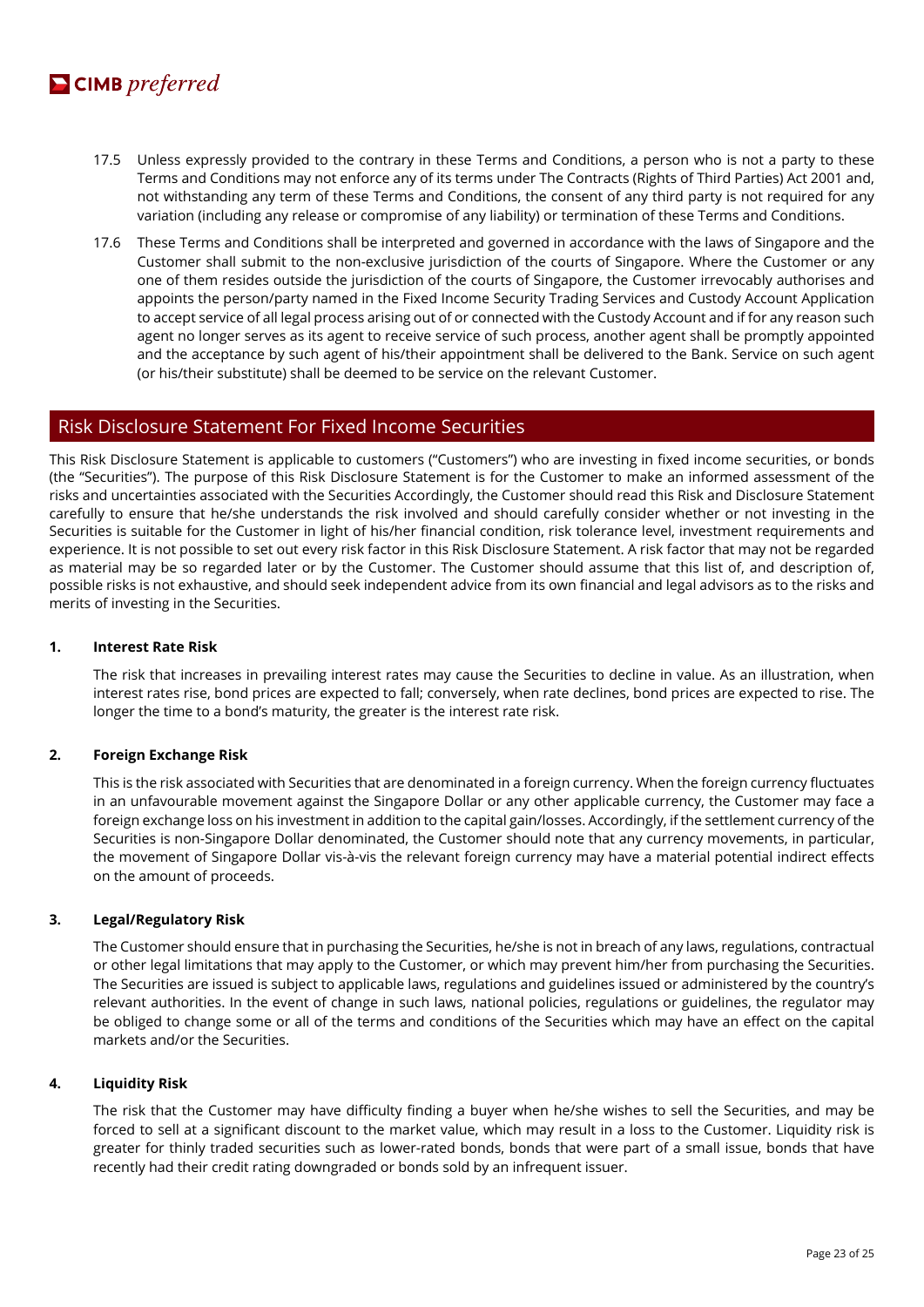17.5 Unless expressly provided to the contrary in these Terms and Conditions, a person who is not a party to these Terms and Conditions may not enforce any of its terms under The Contracts (Rights of Third Parties) Act 2001 and, not withstanding any term of these Terms and Conditions, the consent of any third party is not required for any variation (including any release or compromise of any liability) or termination of these Terms and Conditions.

17.6 These Terms and Conditions shall be interpreted and governed in accordance with the laws of Singapore and the Customer shall submit to the non-exclusive jurisdiction of the courts of Singapore. Where the Customer or any one of them resides outside the jurisdiction of the courts of Singapore, the Customer irrevocably authorises and appoints the person/party named in the Fixed Income Security Trading Services and Custody Account Application to accept service of all legal process arising out of or connected with the Custody Account and if for any reason such agent no longer serves as its agent to receive service of such process, another agent shall be promptly appointed and the acceptance by such agent of his/their appointment shall be delivered to the Bank. Service on such agent (or his/their substitute) shall be deemed to be service on the relevant Customer.

## Risk Disclosure Statement For Fixed Income Securities

This Risk Disclosure Statement is applicable to customers ("Customers") who are investing in fixed income securities, or bonds (the "Securities"). The purpose of this Risk Disclosure Statement is for the Customer to make an informed assessment of the risks and uncertainties associated with the Securities Accordingly, the Customer should read this Risk and Disclosure Statement carefully to ensure that he/she understands the risk involved and should carefully consider whether or not investing in the Securities is suitable for the Customer in light of his/her financial condition, risk tolerance level, investment requirements and experience. It is not possible to set out every risk factor in this Risk Disclosure Statement. A risk factor that may not be regarded as material may be so regarded later or by the Customer. The Customer should assume that this list of, and description of, possible risks is not exhaustive, and should seek independent advice from its own financial and legal advisors as to the risks and merits of investing in the Securities.

**1. Interest Rate Risk**

The risk that increases in prevailing interest rates may cause the Securities to decline in value. As an illustration, when interest rates rise, bond prices are expected to fall; conversely, when rate declines, bond prices are expected to rise. The longer the time to a bond's maturity, the greater is the interest rate risk.

**2. Foreign Exchange Risk**

This is the risk associated with Securities that are denominated in a foreign currency. When the foreign currency fluctuates in an unfavourable movement against the Singapore Dollar or any other applicable currency, the Customer may face a foreign exchange loss on his investment in addition to the capital gain/losses. Accordingly, if the settlement currency of the Securities is non-Singapore Dollar denominated, the Customer should note that any currency movements, in particular, the movement of Singapore Dollar vis-à-vis the relevant foreign currency may have a material potential indirect effects on the amount of proceeds.

**3. Legal/Regulatory Risk**

The Customer should ensure that in purchasing the Securities, he/she is not in breach of any laws, regulations, contractual or other legal limitations that may apply to the Customer, or which may prevent him/her from purchasing the Securities. The Securities are issued is subject to applicable laws, regulations and guidelines issued or administered by the country's relevant authorities. In the event of change in such laws, national policies, regulations or guidelines, the regulator may be obliged to change some or all of the terms and conditions of the Securities which may have an effect on the capital markets and/or the Securities.

**4. Liquidity Risk**

The risk that the Customer may have difficulty finding a buyer when he/she wishes to sell the Securities, and may be forced to sell at a significant discount to the market value, which may result in a loss to the Customer. Liquidity risk is greater for thinly traded securities such as lower-rated bonds, bonds that were part of a small issue, bonds that have recently had their credit rating downgraded or bonds sold by an infrequent issuer.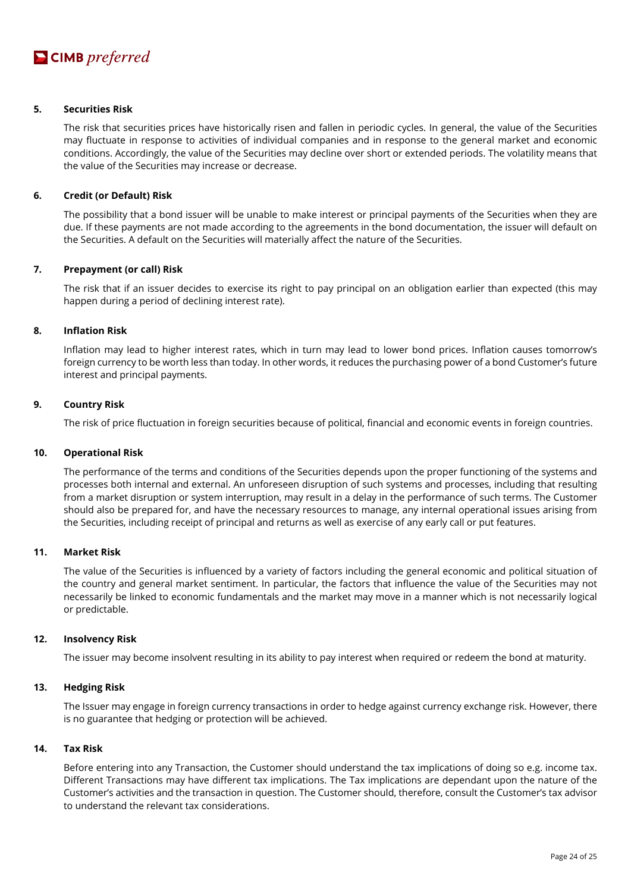**5. Securities Risk**

The risk that securities prices have historically risen and fallen in periodic cycles. In general, the value of the Securities may fluctuate in response to activities of individual companies and in response to the general market and economic conditions. Accordingly, the value of the Securities may decline over short or extended periods. The volatility means that the value of the Securities may increase or decrease.

**6. Credit (or Default) Risk**

The possibility that a bond issuer will be unable to make interest or principal payments of the Securities when they are due. If these payments are not made according to the agreements in the bond documentation, the issuer will default on the Securities. A default on the Securities will materially affect the nature of the Securities.

**7. Prepayment (or call) Risk**

The risk that if an issuer decides to exercise its right to pay principal on an obligation earlier than expected (this may happen during a period of declining interest rate).

**8. Inflation Risk**

Inflation may lead to higher interest rates, which in turn may lead to lower bond prices. Inflation causes tomorrow's foreign currency to be worth less than today. In other words, it reduces the purchasing power of a bond Customer's future interest and principal payments.

**9. Country Risk**

The risk of price fluctuation in foreign securities because of political, financial and economic events in foreign countries.

**10. Operational Risk**

The performance of the terms and conditions of the Securities depends upon the proper functioning of the systems and processes both internal and external. An unforeseen disruption of such systems and processes, including that resulting from a market disruption or system interruption, may result in a delay in the performance of such terms. The Customer should also be prepared for, and have the necessary resources to manage, any internal operational issues arising from the Securities, including receipt of principal and returns as well as exercise of any early call or put features.

**11. Market Risk**

The value of the Securities is influenced by a variety of factors including the general economic and political situation of the country and general market sentiment. In particular, the factors that influence the value of the Securities may not necessarily be linked to economic fundamentals and the market may move in a manner which is not necessarily logical or predictable.

**12. Insolvency Risk**

The issuer may become insolvent resulting in its ability to pay interest when required or redeem the bond at maturity.

**13. Hedging Risk**

The Issuer may engage in foreign currency transactions in order to hedge against currency exchange risk. However, there is no guarantee that hedging or protection will be achieved.

**14. Tax Risk**

Before entering into any Transaction, the Customer should understand the tax implications of doing so e.g. income tax. Different Transactions may have different tax implications. The Tax implications are dependant upon the nature of the Customer's activities and the transaction in question. The Customer should, therefore, consult the Customer's tax advisor to understand the relevant tax considerations.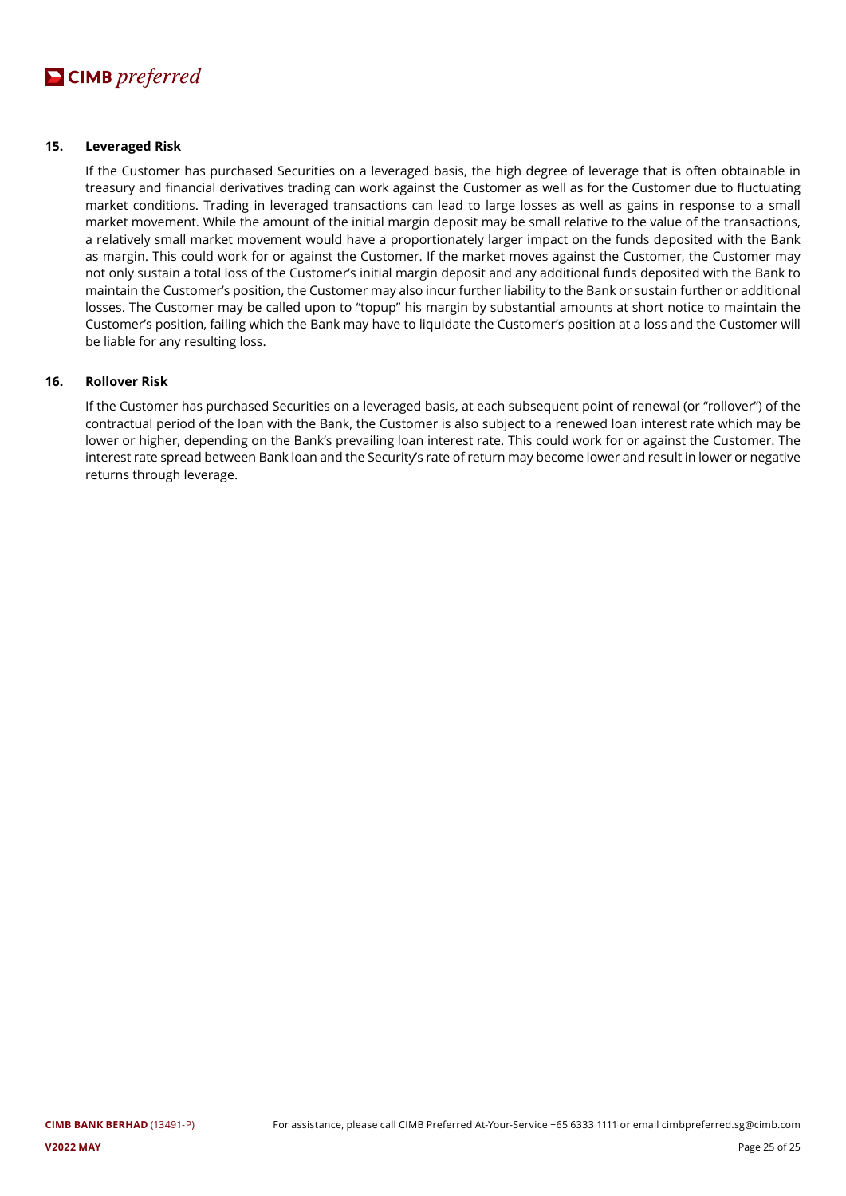## 15. Leveraged Risk

If the Customer has purchased Securities on a leveraged basis, the high degree of leverage that is often obtainable in treasury and financial derivatives trading can work against the Customer as well as for the Customer due to fluctuating market conditions. Trading in leveraged transactions can lead to large losses as well as gains in response to a small market movement. While the amount of the initial margin deposit may be small relative to the value of the transactions, a relatively small market movement would have a proportionately larger impact on the funds deposited with the Bank as margin. This could work for or against the Customer. If the market moves against the Customer, the Customer may not only sustain a total loss of the Customer's initial margin deposit and any additional funds deposited with the Bank to maintain the Customer's position, the Customer may also incur further liability to the Bank or sustain further or additional losses. The Customer may be called upon to "topup" his margin by substantial amounts at short notice to maintain the Customer's position, failing which the Bank may have to liquidate the Customer's position at a loss and the Customer will be liable for any resulting loss.

## 16. Rollover Risk

If the Customer has purchased Securities on a leveraged basis, at each subsequent point of renewal (or "rollover") of the contractual period of the loan with the Bank, the Customer is also subject to a renewed loan interest rate which may be lower or higher, depending on the Bank's prevailing loan interest rate. This could work for or against the Customer. The interest rate spread between Bank loan and the Security's rate of return may become lower and result in lower or negative returns through leverage.